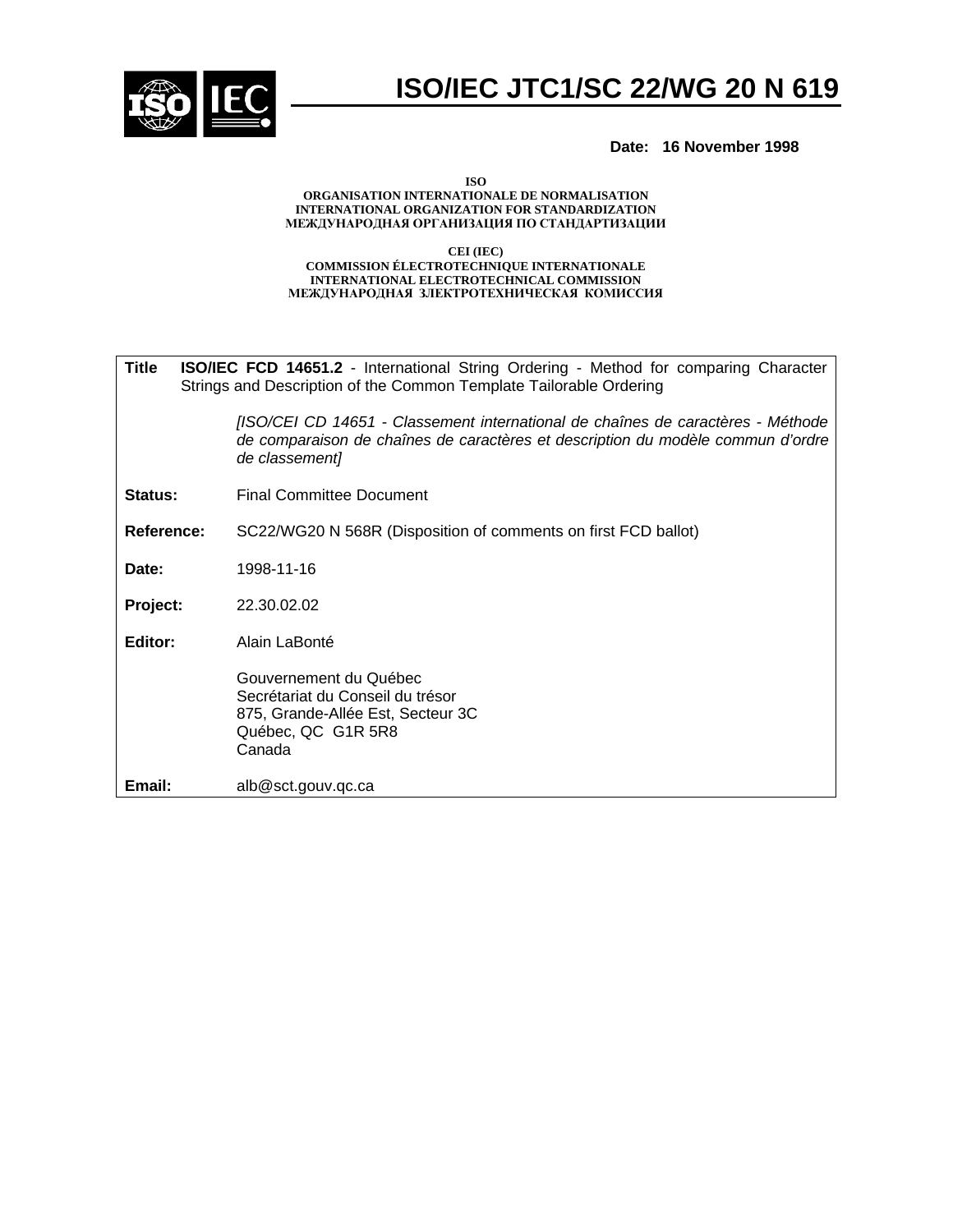# ISO/IEC JTC1/SC 22/WG 20 N 619

**Date: 16 November 1998**

**ISO**
**ORGANISATION INTERNATIONALE DE NORMALISATION**
**INTERNATIONAL ORGANIZATION FOR STANDARDIZATION**
**МЕЖДУНАРОДНАЯ ОРГАНИЗАЦИЯ ПО СТАНДАРТИЗАЦИИ**

**CEI (IEC)**
**COMMISSION ÉLECTROTECHNIQUE INTERNATIONALE**
**INTERNATIONAL ELECTROTECHNICAL COMMISSION**
**МЕЖДУНАРОДНАЯ ЗЛЕКТРОТЕХНИЧЕСКАЯ КОМИССИЯ**

**Title** **ISO/IEC FCD 14651.2** - International String Ordering - Method for comparing Character Strings and Description of the Common Template Tailorable Ordering

*[ISO/CEI CD 14651 - Classement international de chaînes de caractères - Méthode de comparaison de chaînes de caractères et description du modèle commun d'ordre de classement]*

**Status:** Final Committee Document

**Reference:** SC22/WG20 N 568R (Disposition of comments on first FCD ballot)

**Date:** 1998-11-16

**Project:** 22.30.02.02

**Editor:** Alain LaBonté

Gouvernement du Québec
Secrétariat du Conseil du trésor
875, Grande-Allée Est, Secteur 3C
Québec, QC G1R 5R8
Canada

**Email:** alb@sct.gouv.qc.ca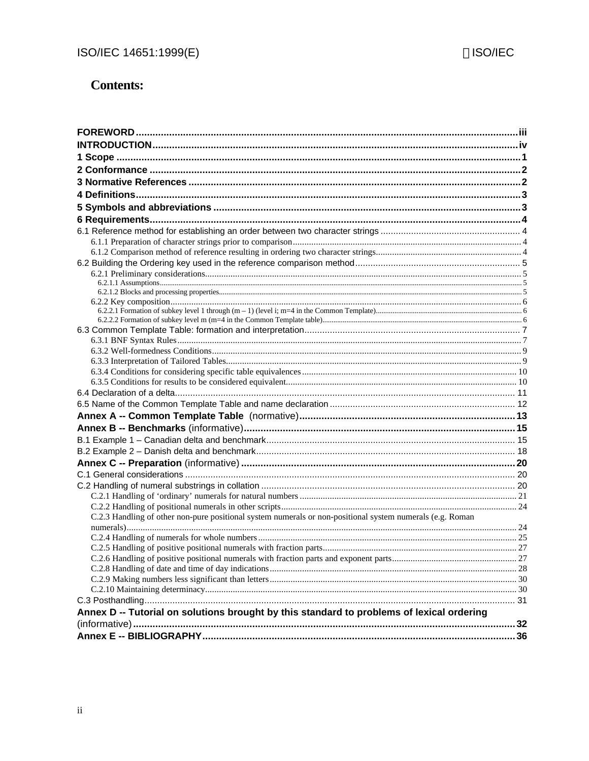# Contents:

**FOREWORD** .......... iii
**INTRODUCTION** .......... iv
**1 Scope** .......... 1
**2 Conformance** .......... 2
**3 Normative References** .......... 2
**4 Definitions** .......... 3
**5 Symbols and abbreviations** .......... 3
**6 Requirements** .......... 4
6.1 Reference method for establishing an order between two character strings .......... 4
6.1.1 Preparation of character strings prior to comparison .......... 4
6.1.2 Comparison method of reference resulting in ordering two character strings .......... 4
6.2 Building the Ordering key used in the reference comparison method .......... 5
6.2.1 Preliminary considerations .......... 5
6.2.1.1 Assumptions .......... 5
6.2.1.2 Blocks and processing properties .......... 5
6.2.2 Key composition .......... 6
6.2.2.1 Formation of subkey level 1 through (m – 1) (level i; m=4 in the Common Template) .......... 6
6.2.2.2 Formation of subkey level m (m=4 in the Common Template table) .......... 6
6.3 Common Template Table: formation and interpretation .......... 7
6.3.1 BNF Syntax Rules .......... 7
6.3.2 Well-formedness Conditions .......... 9
6.3.3 Interpretation of Tailored Tables .......... 9
6.3.4 Conditions for considering specific table equivalences .......... 10
6.3.5 Conditions for results to be considered equivalent .......... 10
6.4 Declaration of a delta .......... 11
6.5 Name of the Common Template Table and name declaration .......... 12
**Annex A -- Common Template Table** (normative) .......... 13
**Annex B -- Benchmarks** (informative) .......... 15
B.1 Example 1 – Canadian delta and benchmark .......... 15
B.2 Example 2 – Danish delta and benchmark .......... 18
**Annex C -- Preparation** (informative) .......... 20
C.1 General considerations .......... 20
C.2 Handling of numeral substrings in collation .......... 20
C.2.1 Handling of 'ordinary' numerals for natural numbers .......... 21
C.2.2 Handling of positional numerals in other scripts .......... 24
C.2.3 Handling of other non-pure positional system numerals or non-positional system numerals (e.g. Roman numerals) .......... 24
C.2.4 Handling of numerals for whole numbers .......... 25
C.2.5 Handling of positive positional numerals with fraction parts .......... 27
C.2.6 Handling of positive positional numerals with fraction parts and exponent parts .......... 27
C.2.8 Handling of date and time of day indications .......... 28
C.2.9 Making numbers less significant than letters .......... 30
C.2.10 Maintaining determinacy .......... 30
C.3 Posthandling .......... 31
**Annex D -- Tutorial on solutions brought by this standard to problems of lexical ordering** (informative) .......... 32
**Annex E -- BIBLIOGRAPHY** .......... 36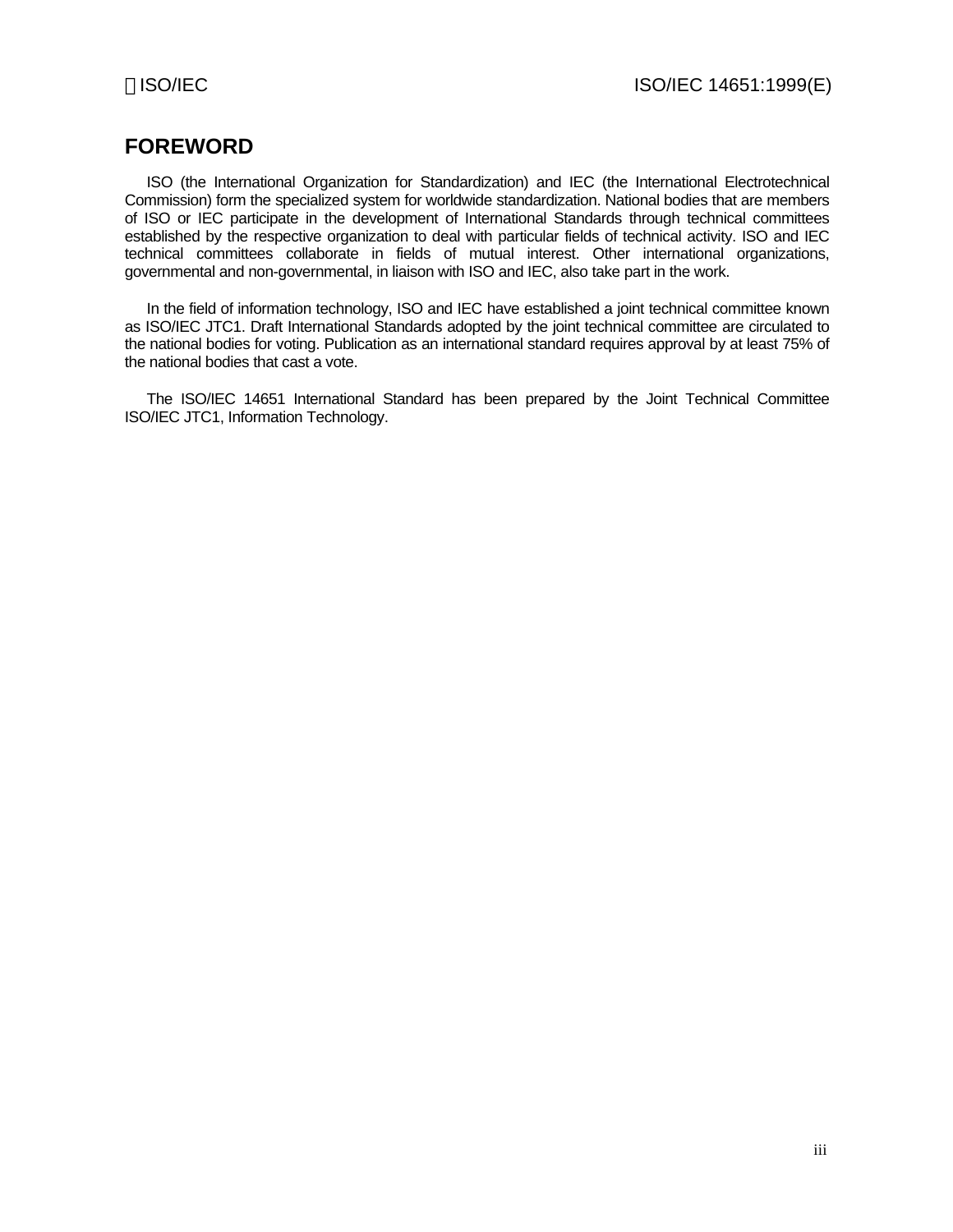# FOREWORD

ISO (the International Organization for Standardization) and IEC (the International Electrotechnical Commission) form the specialized system for worldwide standardization. National bodies that are members of ISO or IEC participate in the development of International Standards through technical committees established by the respective organization to deal with particular fields of technical activity. ISO and IEC technical committees collaborate in fields of mutual interest. Other international organizations, governmental and non-governmental, in liaison with ISO and IEC, also take part in the work.

In the field of information technology, ISO and IEC have established a joint technical committee known as ISO/IEC JTC1. Draft International Standards adopted by the joint technical committee are circulated to the national bodies for voting. Publication as an international standard requires approval by at least 75% of the national bodies that cast a vote.

The ISO/IEC 14651 International Standard has been prepared by the Joint Technical Committee ISO/IEC JTC1, Information Technology.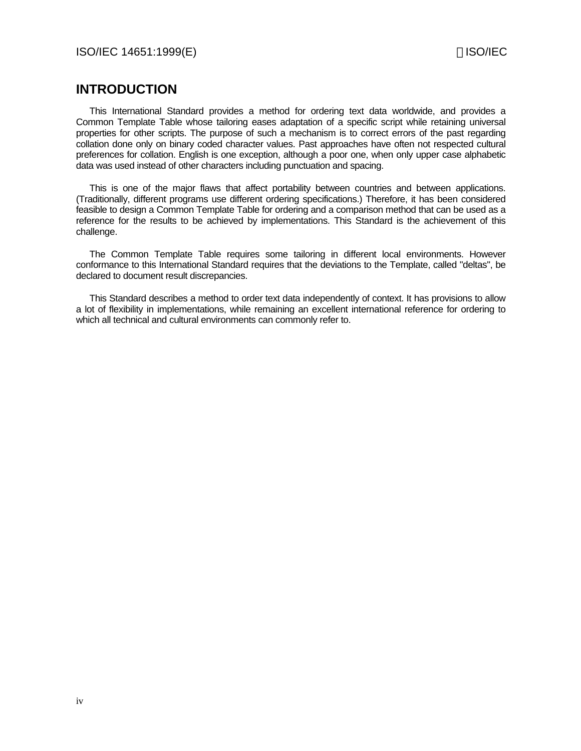# INTRODUCTION

This International Standard provides a method for ordering text data worldwide, and provides a Common Template Table whose tailoring eases adaptation of a specific script while retaining universal properties for other scripts. The purpose of such a mechanism is to correct errors of the past regarding collation done only on binary coded character values. Past approaches have often not respected cultural preferences for collation. English is one exception, although a poor one, when only upper case alphabetic data was used instead of other characters including punctuation and spacing.

This is one of the major flaws that affect portability between countries and between applications. (Traditionally, different programs use different ordering specifications.) Therefore, it has been considered feasible to design a Common Template Table for ordering and a comparison method that can be used as a reference for the results to be achieved by implementations. This Standard is the achievement of this challenge.

The Common Template Table requires some tailoring in different local environments. However conformance to this International Standard requires that the deviations to the Template, called "deltas", be declared to document result discrepancies.

This Standard describes a method to order text data independently of context. It has provisions to allow a lot of flexibility in implementations, while remaining an excellent international reference for ordering to which all technical and cultural environments can commonly refer to.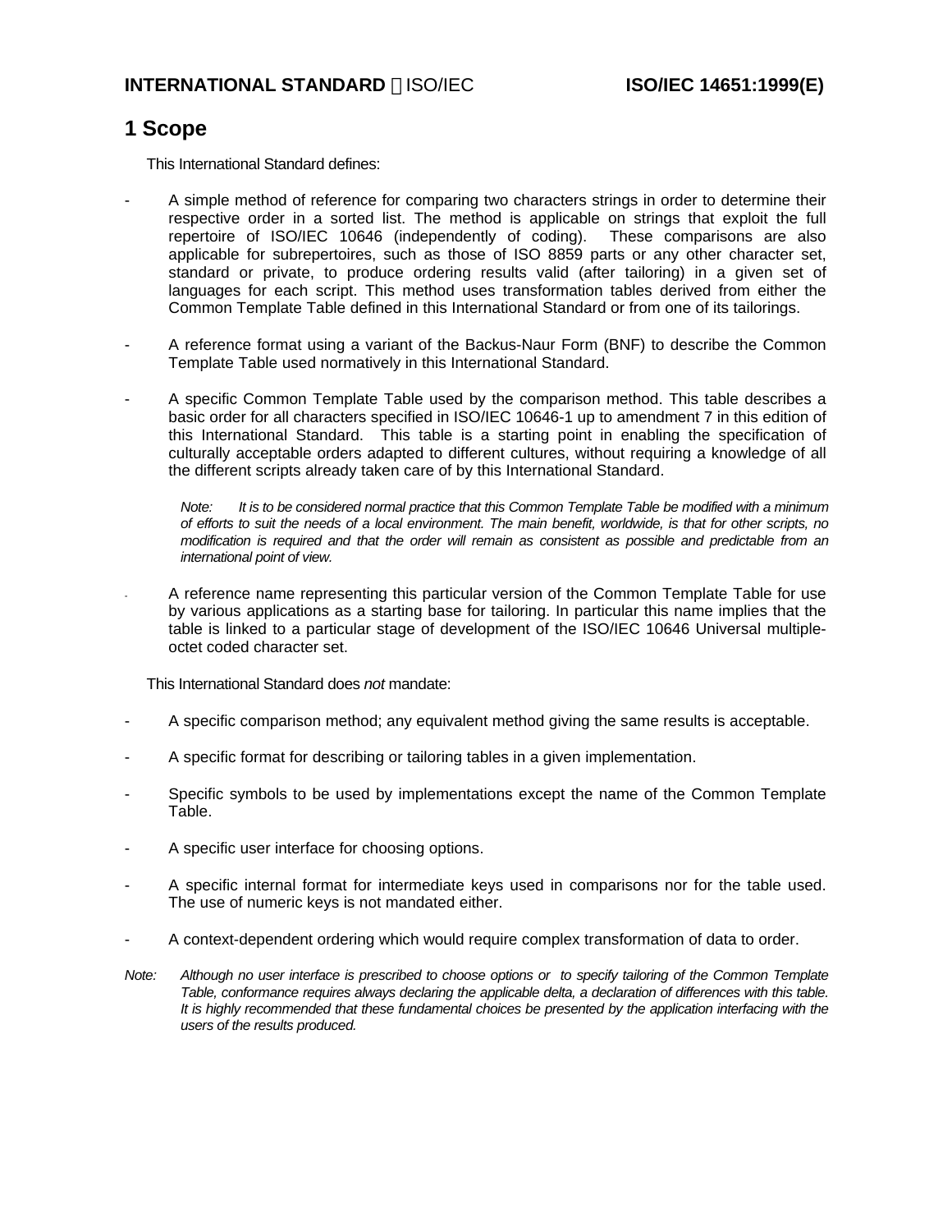## 1 Scope

This International Standard defines:

- A simple method of reference for comparing two characters strings in order to determine their respective order in a sorted list. The method is applicable on strings that exploit the full repertoire of ISO/IEC 10646 (independently of coding). These comparisons are also applicable for subrepertoires, such as those of ISO 8859 parts or any other character set, standard or private, to produce ordering results valid (after tailoring) in a given set of languages for each script. This method uses transformation tables derived from either the Common Template Table defined in this International Standard or from one of its tailorings.

- A reference format using a variant of the Backus-Naur Form (BNF) to describe the Common Template Table used normatively in this International Standard.

- A specific Common Template Table used by the comparison method. This table describes a basic order for all characters specified in ISO/IEC 10646-1 up to amendment 7 in this edition of this International Standard. This table is a starting point in enabling the specification of culturally acceptable orders adapted to different cultures, without requiring a knowledge of all the different scripts already taken care of by this International Standard.

  *Note: It is to be considered normal practice that this Common Template Table be modified with a minimum of efforts to suit the needs of a local environment. The main benefit, worldwide, is that for other scripts, no modification is required and that the order will remain as consistent as possible and predictable from an international point of view.*

- A reference name representing this particular version of the Common Template Table for use by various applications as a starting base for tailoring. In particular this name implies that the table is linked to a particular stage of development of the ISO/IEC 10646 Universal multiple-octet coded character set.

This International Standard does *not* mandate:

- A specific comparison method; any equivalent method giving the same results is acceptable.

- A specific format for describing or tailoring tables in a given implementation.

- Specific symbols to be used by implementations except the name of the Common Template Table.

- A specific user interface for choosing options.

- A specific internal format for intermediate keys used in comparisons nor for the table used. The use of numeric keys is not mandated either.

- A context-dependent ordering which would require complex transformation of data to order.

*Note: Although no user interface is prescribed to choose options or to specify tailoring of the Common Template Table, conformance requires always declaring the applicable delta, a declaration of differences with this table. It is highly recommended that these fundamental choices be presented by the application interfacing with the users of the results produced.*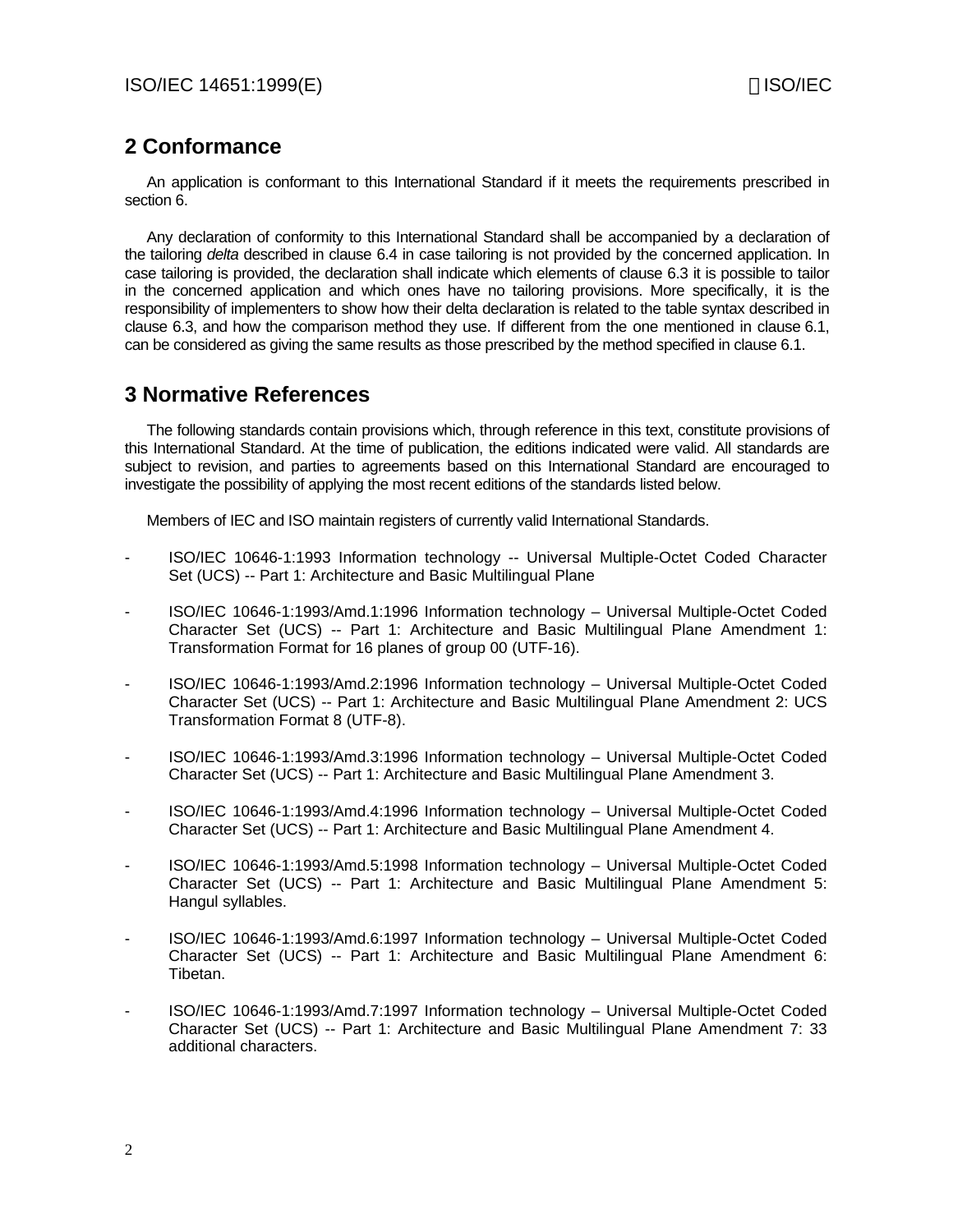## 2 Conformance

An application is conformant to this International Standard if it meets the requirements prescribed in section 6.

Any declaration of conformity to this International Standard shall be accompanied by a declaration of the tailoring *delta* described in clause 6.4 in case tailoring is not provided by the concerned application. In case tailoring is provided, the declaration shall indicate which elements of clause 6.3 it is possible to tailor in the concerned application and which ones have no tailoring provisions. More specifically, it is the responsibility of implementers to show how their delta declaration is related to the table syntax described in clause 6.3, and how the comparison method they use. If different from the one mentioned in clause 6.1, can be considered as giving the same results as those prescribed by the method specified in clause 6.1.

## 3 Normative References

The following standards contain provisions which, through reference in this text, constitute provisions of this International Standard. At the time of publication, the editions indicated were valid. All standards are subject to revision, and parties to agreements based on this International Standard are encouraged to investigate the possibility of applying the most recent editions of the standards listed below.

Members of IEC and ISO maintain registers of currently valid International Standards.

- ISO/IEC 10646-1:1993 Information technology -- Universal Multiple-Octet Coded Character Set (UCS) -- Part 1: Architecture and Basic Multilingual Plane
- ISO/IEC 10646-1:1993/Amd.1:1996 Information technology – Universal Multiple-Octet Coded Character Set (UCS) -- Part 1: Architecture and Basic Multilingual Plane Amendment 1: Transformation Format for 16 planes of group 00 (UTF-16).
- ISO/IEC 10646-1:1993/Amd.2:1996 Information technology – Universal Multiple-Octet Coded Character Set (UCS) -- Part 1: Architecture and Basic Multilingual Plane Amendment 2: UCS Transformation Format 8 (UTF-8).
- ISO/IEC 10646-1:1993/Amd.3:1996 Information technology – Universal Multiple-Octet Coded Character Set (UCS) -- Part 1: Architecture and Basic Multilingual Plane Amendment 3.
- ISO/IEC 10646-1:1993/Amd.4:1996 Information technology – Universal Multiple-Octet Coded Character Set (UCS) -- Part 1: Architecture and Basic Multilingual Plane Amendment 4.
- ISO/IEC 10646-1:1993/Amd.5:1998 Information technology – Universal Multiple-Octet Coded Character Set (UCS) -- Part 1: Architecture and Basic Multilingual Plane Amendment 5: Hangul syllables.
- ISO/IEC 10646-1:1993/Amd.6:1997 Information technology – Universal Multiple-Octet Coded Character Set (UCS) -- Part 1: Architecture and Basic Multilingual Plane Amendment 6: Tibetan.
- ISO/IEC 10646-1:1993/Amd.7:1997 Information technology – Universal Multiple-Octet Coded Character Set (UCS) -- Part 1: Architecture and Basic Multilingual Plane Amendment 7: 33 additional characters.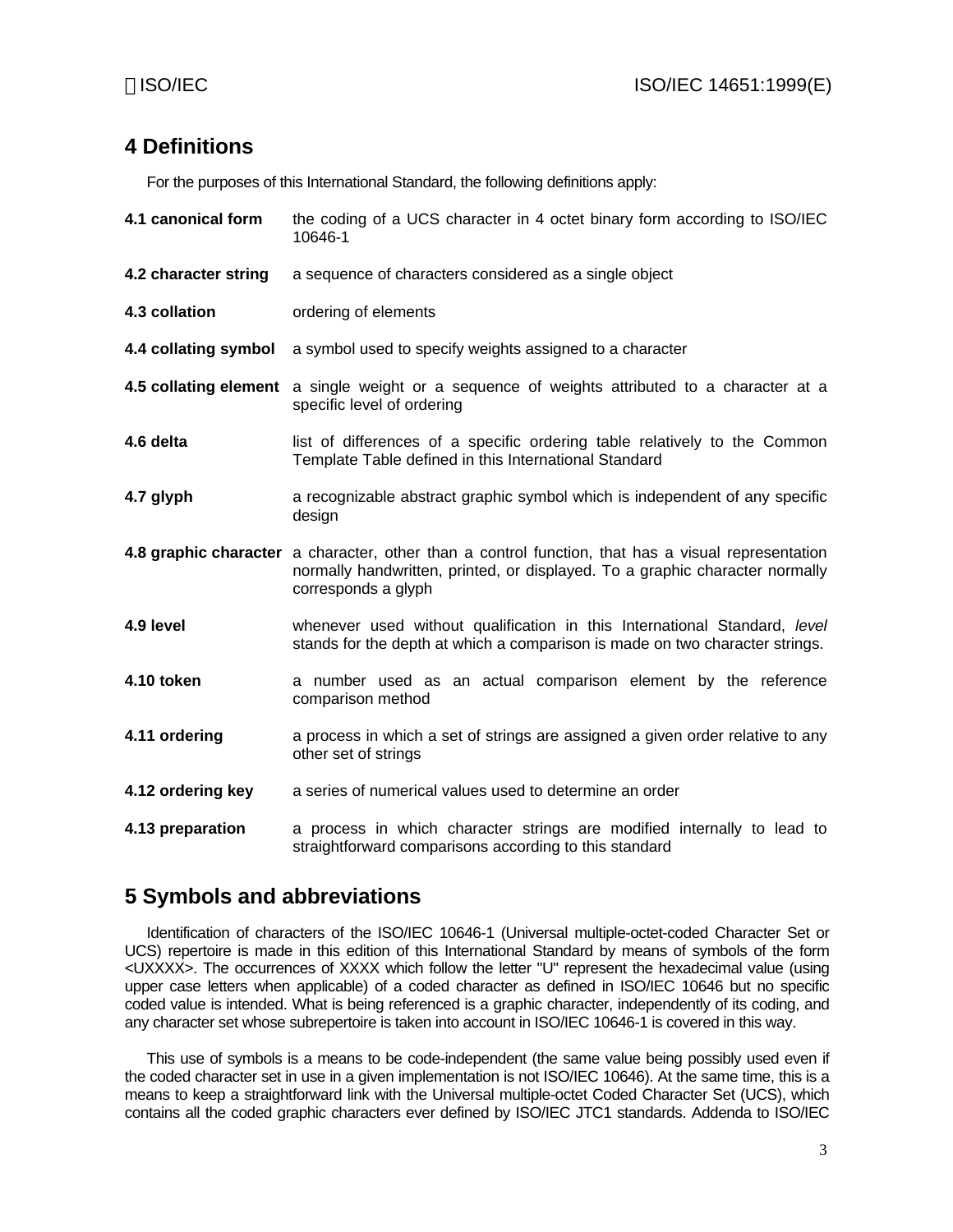## 4 Definitions

For the purposes of this International Standard, the following definitions apply:

**4.1 canonical form** the coding of a UCS character in 4 octet binary form according to ISO/IEC 10646-1

**4.2 character string** a sequence of characters considered as a single object

**4.3 collation** ordering of elements

**4.4 collating symbol** a symbol used to specify weights assigned to a character

**4.5 collating element** a single weight or a sequence of weights attributed to a character at a specific level of ordering

**4.6 delta** list of differences of a specific ordering table relatively to the Common Template Table defined in this International Standard

**4.7 glyph** a recognizable abstract graphic symbol which is independent of any specific design

**4.8 graphic character** a character, other than a control function, that has a visual representation normally handwritten, printed, or displayed. To a graphic character normally corresponds a glyph

**4.9 level** whenever used without qualification in this International Standard, *level* stands for the depth at which a comparison is made on two character strings.

**4.10 token** a number used as an actual comparison element by the reference comparison method

**4.11 ordering** a process in which a set of strings are assigned a given order relative to any other set of strings

**4.12 ordering key** a series of numerical values used to determine an order

**4.13 preparation** a process in which character strings are modified internally to lead to straightforward comparisons according to this standard

## 5 Symbols and abbreviations

Identification of characters of the ISO/IEC 10646-1 (Universal multiple-octet-coded Character Set or UCS) repertoire is made in this edition of this International Standard by means of symbols of the form <UXXXX>. The occurrences of XXXX which follow the letter "U" represent the hexadecimal value (using upper case letters when applicable) of a coded character as defined in ISO/IEC 10646 but no specific coded value is intended. What is being referenced is a graphic character, independently of its coding, and any character set whose subrepertoire is taken into account in ISO/IEC 10646-1 is covered in this way.

This use of symbols is a means to be code-independent (the same value being possibly used even if the coded character set in use in a given implementation is not ISO/IEC 10646). At the same time, this is a means to keep a straightforward link with the Universal multiple-octet Coded Character Set (UCS), which contains all the coded graphic characters ever defined by ISO/IEC JTC1 standards. Addenda to ISO/IEC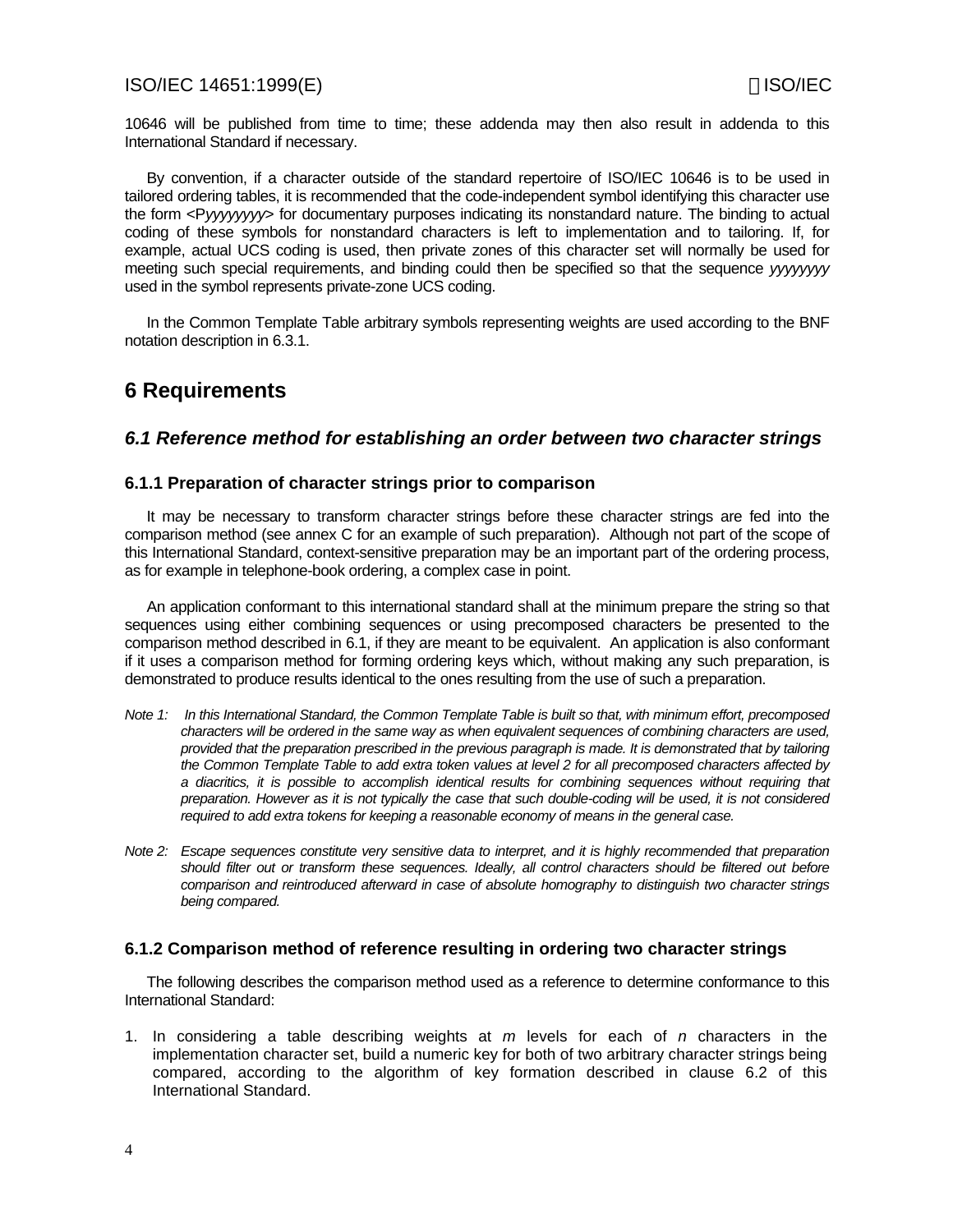10646 will be published from time to time; these addenda may then also result in addenda to this International Standard if necessary.

By convention, if a character outside of the standard repertoire of ISO/IEC 10646 is to be used in tailored ordering tables, it is recommended that the code-independent symbol identifying this character use the form <P*yyyyyyyy*> for documentary purposes indicating its nonstandard nature. The binding to actual coding of these symbols for nonstandard characters is left to implementation and to tailoring. If, for example, actual UCS coding is used, then private zones of this character set will normally be used for meeting such special requirements, and binding could then be specified so that the sequence *yyyyyyyy* used in the symbol represents private-zone UCS coding.

In the Common Template Table arbitrary symbols representing weights are used according to the BNF notation description in 6.3.1.

# 6 Requirements

## *6.1 Reference method for establishing an order between two character strings*

### 6.1.1 Preparation of character strings prior to comparison

It may be necessary to transform character strings before these character strings are fed into the comparison method (see annex C for an example of such preparation). Although not part of the scope of this International Standard, context-sensitive preparation may be an important part of the ordering process, as for example in telephone-book ordering, a complex case in point.

An application conformant to this international standard shall at the minimum prepare the string so that sequences using either combining sequences or using precomposed characters be presented to the comparison method described in 6.1, if they are meant to be equivalent. An application is also conformant if it uses a comparison method for forming ordering keys which, without making any such preparation, is demonstrated to produce results identical to the ones resulting from the use of such a preparation.

*Note 1: In this International Standard, the Common Template Table is built so that, with minimum effort, precomposed characters will be ordered in the same way as when equivalent sequences of combining characters are used, provided that the preparation prescribed in the previous paragraph is made. It is demonstrated that by tailoring the Common Template Table to add extra token values at level 2 for all precomposed characters affected by a diacritics, it is possible to accomplish identical results for combining sequences without requiring that preparation. However as it is not typically the case that such double-coding will be used, it is not considered required to add extra tokens for keeping a reasonable economy of means in the general case.*

*Note 2: Escape sequences constitute very sensitive data to interpret, and it is highly recommended that preparation should filter out or transform these sequences. Ideally, all control characters should be filtered out before comparison and reintroduced afterward in case of absolute homography to distinguish two character strings being compared.*

### 6.1.2 Comparison method of reference resulting in ordering two character strings

The following describes the comparison method used as a reference to determine conformance to this International Standard:

1. In considering a table describing weights at *m* levels for each of *n* characters in the implementation character set, build a numeric key for both of two arbitrary character strings being compared, according to the algorithm of key formation described in clause 6.2 of this International Standard.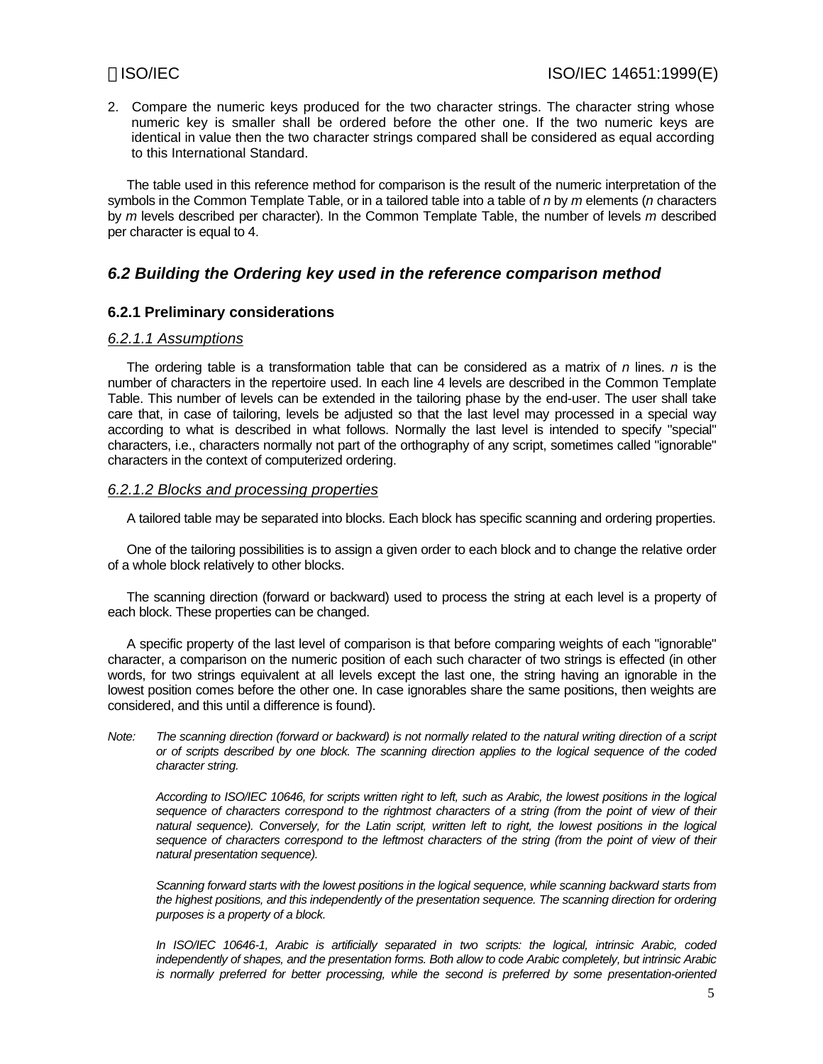2. Compare the numeric keys produced for the two character strings. The character string whose numeric key is smaller shall be ordered before the other one. If the two numeric keys are identical in value then the two character strings compared shall be considered as equal according to this International Standard.

The table used in this reference method for comparison is the result of the numeric interpretation of the symbols in the Common Template Table, or in a tailored table into a table of *n* by *m* elements (*n* characters by *m* levels described per character). In the Common Template Table, the number of levels *m* described per character is equal to 4.

## *6.2 Building the Ordering key used in the reference comparison method*

### 6.2.1 Preliminary considerations

#### *6.2.1.1 Assumptions*

The ordering table is a transformation table that can be considered as a matrix of *n* lines. *n* is the number of characters in the repertoire used. In each line 4 levels are described in the Common Template Table. This number of levels can be extended in the tailoring phase by the end-user. The user shall take care that, in case of tailoring, levels be adjusted so that the last level may processed in a special way according to what is described in what follows. Normally the last level is intended to specify "special" characters, i.e., characters normally not part of the orthography of any script, sometimes called "ignorable" characters in the context of computerized ordering.

#### *6.2.1.2 Blocks and processing properties*

A tailored table may be separated into blocks. Each block has specific scanning and ordering properties.

One of the tailoring possibilities is to assign a given order to each block and to change the relative order of a whole block relatively to other blocks.

The scanning direction (forward or backward) used to process the string at each level is a property of each block. These properties can be changed.

A specific property of the last level of comparison is that before comparing weights of each "ignorable" character, a comparison on the numeric position of each such character of two strings is effected (in other words, for two strings equivalent at all levels except the last one, the string having an ignorable in the lowest position comes before the other one. In case ignorables share the same positions, then weights are considered, and this until a difference is found).

*Note: The scanning direction (forward or backward) is not normally related to the natural writing direction of a script or of scripts described by one block. The scanning direction applies to the logical sequence of the coded character string.*

*According to ISO/IEC 10646, for scripts written right to left, such as Arabic, the lowest positions in the logical sequence of characters correspond to the rightmost characters of a string (from the point of view of their natural sequence). Conversely, for the Latin script, written left to right, the lowest positions in the logical sequence of characters correspond to the leftmost characters of the string (from the point of view of their natural presentation sequence).*

*Scanning forward starts with the lowest positions in the logical sequence, while scanning backward starts from the highest positions, and this independently of the presentation sequence. The scanning direction for ordering purposes is a property of a block.*

*In ISO/IEC 10646-1, Arabic is artificially separated in two scripts: the logical, intrinsic Arabic, coded independently of shapes, and the presentation forms. Both allow to code Arabic completely, but intrinsic Arabic is normally preferred for better processing, while the second is preferred by some presentation-oriented*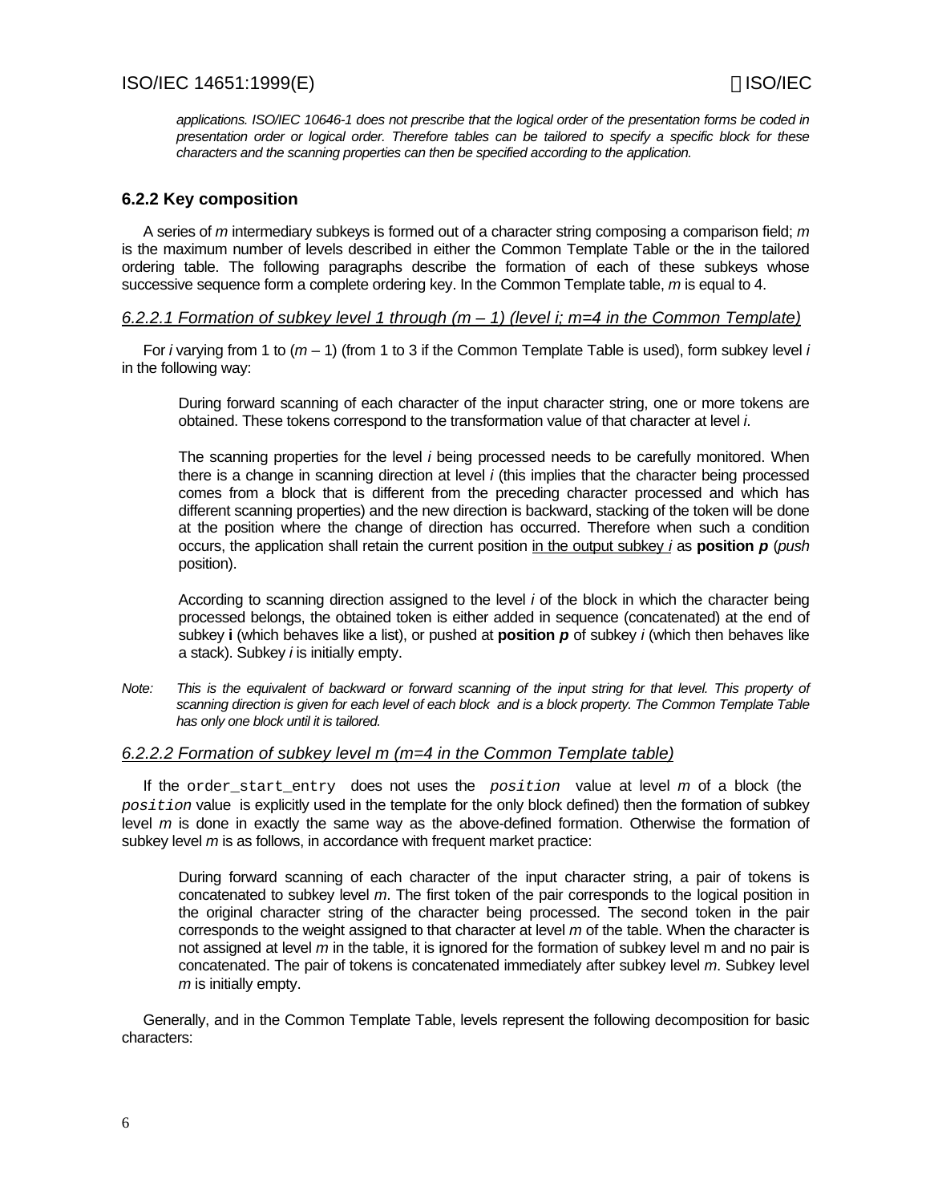*applications. ISO/IEC 10646-1 does not prescribe that the logical order of the presentation forms be coded in presentation order or logical order. Therefore tables can be tailored to specify a specific block for these characters and the scanning properties can then be specified according to the application.*

### 6.2.2 Key composition

A series of *m* intermediary subkeys is formed out of a character string composing a comparison field; *m* is the maximum number of levels described in either the Common Template Table or the in the tailored ordering table. The following paragraphs describe the formation of each of these subkeys whose successive sequence form a complete ordering key. In the Common Template table, *m* is equal to 4.

#### *6.2.2.1 Formation of subkey level 1 through (m – 1) (level i; m=4 in the Common Template)*

For *i* varying from 1 to (*m* – 1) (from 1 to 3 if the Common Template Table is used), form subkey level *i* in the following way:

> During forward scanning of each character of the input character string, one or more tokens are obtained. These tokens correspond to the transformation value of that character at level *i*.
>
> The scanning properties for the level *i* being processed needs to be carefully monitored. When there is a change in scanning direction at level *i* (this implies that the character being processed comes from a block that is different from the preceding character processed and which has different scanning properties) and the new direction is backward, stacking of the token will be done at the position where the change of direction has occurred. Therefore when such a condition occurs, the application shall retain the current position in the output subkey *i* as **position *p*** (*push* position).
>
> According to scanning direction assigned to the level *i* of the block in which the character being processed belongs, the obtained token is either added in sequence (concatenated) at the end of subkey **i** (which behaves like a list), or pushed at **position *p*** of subkey *i* (which then behaves like a stack). Subkey *i* is initially empty.

*Note: This is the equivalent of backward or forward scanning of the input string for that level. This property of scanning direction is given for each level of each block and is a block property. The Common Template Table has only one block until it is tailored.*

#### *6.2.2.2 Formation of subkey level m (m=4 in the Common Template table)*

If the `order_start_entry` does not uses the *`position`* value at level *m* of a block (the *`position`* value is explicitly used in the template for the only block defined) then the formation of subkey level *m* is done in exactly the same way as the above-defined formation. Otherwise the formation of subkey level *m* is as follows, in accordance with frequent market practice:

> During forward scanning of each character of the input character string, a pair of tokens is concatenated to subkey level *m*. The first token of the pair corresponds to the logical position in the original character string of the character being processed. The second token in the pair corresponds to the weight assigned to that character at level *m* of the table. When the character is not assigned at level *m* in the table, it is ignored for the formation of subkey level m and no pair is concatenated. The pair of tokens is concatenated immediately after subkey level *m*. Subkey level *m* is initially empty.

Generally, and in the Common Template Table, levels represent the following decomposition for basic characters: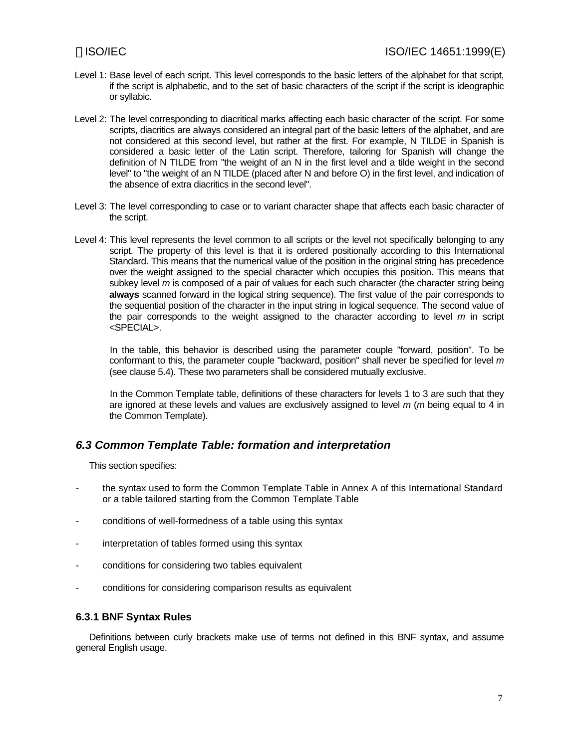Level 1: Base level of each script. This level corresponds to the basic letters of the alphabet for that script, if the script is alphabetic, and to the set of basic characters of the script if the script is ideographic or syllabic.

Level 2: The level corresponding to diacritical marks affecting each basic character of the script. For some scripts, diacritics are always considered an integral part of the basic letters of the alphabet, and are not considered at this second level, but rather at the first. For example, N TILDE in Spanish is considered a basic letter of the Latin script. Therefore, tailoring for Spanish will change the definition of N TILDE from "the weight of an N in the first level and a tilde weight in the second level" to "the weight of an N TILDE (placed after N and before O) in the first level, and indication of the absence of extra diacritics in the second level".

Level 3: The level corresponding to case or to variant character shape that affects each basic character of the script.

Level 4: This level represents the level common to all scripts or the level not specifically belonging to any script. The property of this level is that it is ordered positionally according to this International Standard. This means that the numerical value of the position in the original string has precedence over the weight assigned to the special character which occupies this position. This means that subkey level *m* is composed of a pair of values for each such character (the character string being **always** scanned forward in the logical string sequence). The first value of the pair corresponds to the sequential position of the character in the input string in logical sequence. The second value of the pair corresponds to the weight assigned to the character according to level *m* in script <SPECIAL>.

In the table, this behavior is described using the parameter couple "forward, position". To be conformant to this, the parameter couple "backward, position" shall never be specified for level *m* (see clause 5.4). These two parameters shall be considered mutually exclusive.

In the Common Template table, definitions of these characters for levels 1 to 3 are such that they are ignored at these levels and values are exclusively assigned to level *m* (*m* being equal to 4 in the Common Template).

## *6.3 Common Template Table: formation and interpretation*

This section specifies:

- the syntax used to form the Common Template Table in Annex A of this International Standard or a table tailored starting from the Common Template Table
- conditions of well-formedness of a table using this syntax
- interpretation of tables formed using this syntax
- conditions for considering two tables equivalent
- conditions for considering comparison results as equivalent

### 6.3.1 BNF Syntax Rules

Definitions between curly brackets make use of terms not defined in this BNF syntax, and assume general English usage.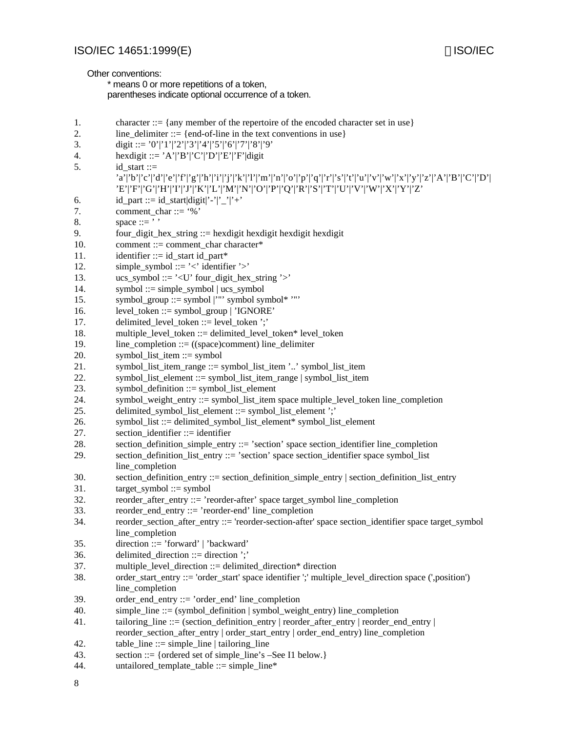Other conventions:

* means 0 or more repetitions of a token,
parentheses indicate optional occurrence of a token.

1. character ::= {any member of the repertoire of the encoded character set in use}
2. line_delimiter ::= {end-of-line in the text conventions in use}
3. digit ::= ’0’|’1’|’2’|’3’|’4’|’5’|’6’|’7’|’8’|’9’
4. hexdigit ::= ’A’|’B’|’C’|’D’|’E’|’F’|digit
5. id_start ::= ’a’|’b’|’c’|’d’|’e’|’f’|’g’|’h’|’i’|’j’|’k’|’l’|’m’|’n’|’o’|’p’|’q’|’r’|’s’|’t’|’u’|’v’|’w’|’x’|’y’|’z’|’A’|’B’|’C’|’D’|’E’|’F’|’G’|’H’|’I’|’J’|’K’|’L’|’M’|’N’|’O’|’P’|’Q’|’R’|’S’|’T’|’U’|’V’|’W’|’X’|’Y’|’Z’
6. id_part ::= id_start|digit|’-’|’_’|’+’
7. comment_char ::= ‘%’
8. space ::= ’ ’
9. four_digit_hex_string ::= hexdigit hexdigit hexdigit hexdigit
10. comment ::= comment_char character*
11. identifier ::= id_start id_part*
12. simple_symbol ::= ’<’ identifier ’>’
13. ucs_symbol ::= ’<U’ four_digit_hex_string ’>’
14. symbol ::= simple_symbol | ucs_symbol
15. symbol_group ::= symbol |’"’ symbol symbol* ’"’
16. level_token ::= symbol_group | ’IGNORE’
17. delimited_level_token ::= level_token ’;’
18. multiple_level_token ::= delimited_level_token* level_token
19. line_completion ::= ((space)comment) line_delimiter
20. symbol_list_item ::= symbol
21. symbol_list_item_range ::= symbol_list_item ’..’ symbol_list_item
22. symbol_list_element ::= symbol_list_item_range | symbol_list_item
23. symbol_definition ::= symbol_list_element
24. symbol_weight_entry ::= symbol_list_item space multiple_level_token line_completion
25. delimited_symbol_list_element ::= symbol_list_element ’;’
26. symbol_list ::= delimited_symbol_list_element* symbol_list_element
27. section_identifier ::= identifier
28. section_definition_simple_entry ::= ’section’ space section_identifier line_completion
29. section_definition_list_entry ::= ’section’ space section_identifier space symbol_list line_completion
30. section_definition_entry ::= section_definition_simple_entry | section_definition_list_entry
31. target_symbol ::= symbol
32. reorder_after_entry ::= ’reorder-after’ space target_symbol line_completion
33. reorder_end_entry ::= ’reorder-end’ line_completion
34. reorder_section_after_entry ::= 'reorder-section-after' space section_identifier space target_symbol line_completion
35. direction ::= ’forward’ | ’backward’
36. delimited_direction ::= direction ’;’
37. multiple_level_direction ::= delimited_direction* direction
38. order_start_entry ::= 'order_start' space identifier ';' multiple_level_direction space (',position') line_completion
39. order_end_entry ::= ’order_end’ line_completion
40. simple_line ::= (symbol_definition | symbol_weight_entry) line_completion
41. tailoring_line ::= (section_definition_entry | reorder_after_entry | reorder_end_entry | reorder_section_after_entry | order_start_entry | order_end_entry) line_completion
42. table_line ::= simple_line | tailoring_line
43. section ::= {ordered set of simple_line’s –See I1 below.}
44. untailored_template_table ::= simple_line*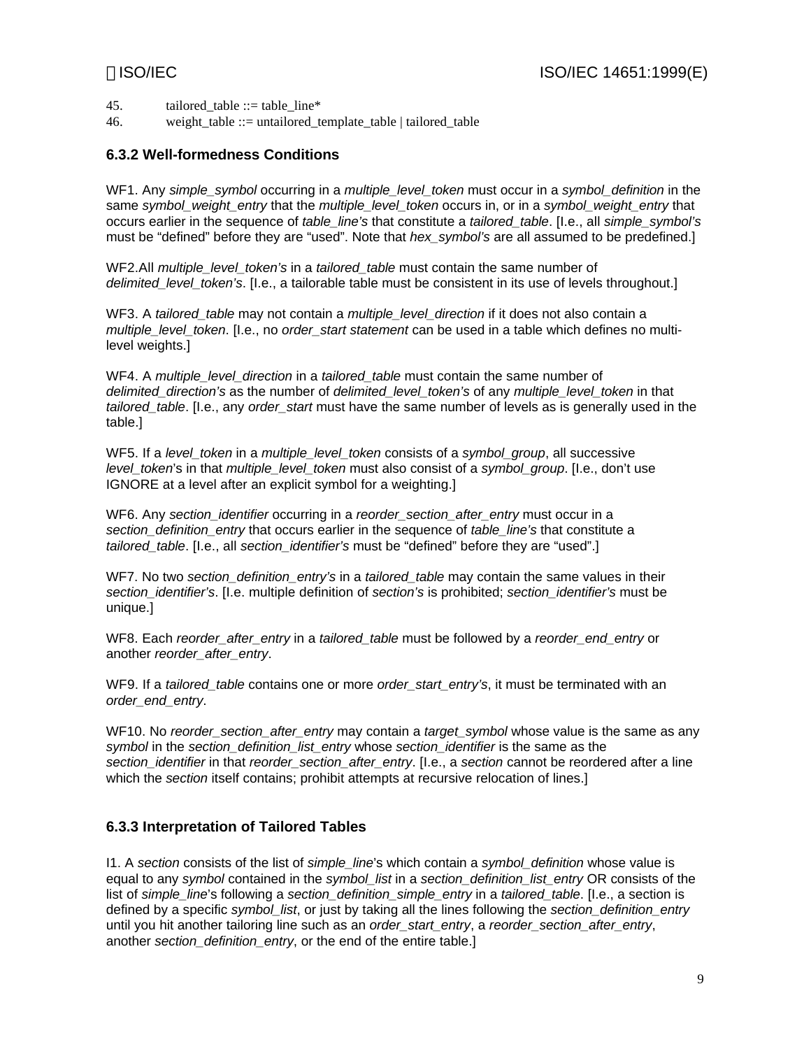45. tailored_table ::= table_line*

46. weight_table ::= untailored_template_table | tailored_table

### 6.3.2 Well-formedness Conditions

WF1. Any *simple_symbol* occurring in a *multiple_level_token* must occur in a *symbol_definition* in the same *symbol_weight_entry* that the *multiple_level_token* occurs in, or in a *symbol_weight_entry* that occurs earlier in the sequence of *table_line's* that constitute a *tailored_table*. [I.e., all *simple_symbol's* must be "defined" before they are "used". Note that *hex_symbol's* are all assumed to be predefined.]

WF2.All *multiple_level_token's* in a *tailored_table* must contain the same number of *delimited_level_token's*. [I.e., a tailorable table must be consistent in its use of levels throughout.]

WF3. A *tailored_table* may not contain a *multiple_level_direction* if it does not also contain a *multiple_level_token*. [I.e., no *order_start statement* can be used in a table which defines no multi-level weights.]

WF4. A *multiple_level_direction* in a *tailored_table* must contain the same number of *delimited_direction's* as the number of *delimited_level_token's* of any *multiple_level_token* in that *tailored_table*. [I.e., any *order_start* must have the same number of levels as is generally used in the table.]

WF5. If a *level_token* in a *multiple_level_token* consists of a *symbol_group*, all successive *level_token*'s in that *multiple_level_token* must also consist of a *symbol_group*. [I.e., don't use IGNORE at a level after an explicit symbol for a weighting.]

WF6. Any *section_identifier* occurring in a *reorder_section_after_entry* must occur in a *section_definition_entry* that occurs earlier in the sequence of *table_line's* that constitute a *tailored_table*. [I.e., all *section_identifier's* must be "defined" before they are "used".]

WF7. No two *section_definition_entry's* in a *tailored_table* may contain the same values in their *section_identifier's*. [I.e. multiple definition of *section's* is prohibited; *section_identifier's* must be unique.]

WF8. Each *reorder_after_entry* in a *tailored_table* must be followed by a *reorder_end_entry* or another *reorder_after_entry*.

WF9. If a *tailored_table* contains one or more *order_start_entry's*, it must be terminated with an *order_end_entry*.

WF10. No *reorder_section_after_entry* may contain a *target_symbol* whose value is the same as any *symbol* in the *section_definition_list_entry* whose *section_identifier* is the same as the *section_identifier* in that *reorder_section_after_entry*. [I.e., a *section* cannot be reordered after a line which the *section* itself contains; prohibit attempts at recursive relocation of lines.]

### 6.3.3 Interpretation of Tailored Tables

I1. A *section* consists of the list of *simple_line*'s which contain a *symbol_definition* whose value is equal to any *symbol* contained in the *symbol_list* in a *section_definition_list_entry* OR consists of the list of *simple_line*'s following a *section_definition_simple_entry* in a *tailored_table*. [I.e., a section is defined by a specific *symbol_list*, or just by taking all the lines following the *section_definition_entry* until you hit another tailoring line such as an *order_start_entry*, a *reorder_section_after_entry*, another *section_definition_entry*, or the end of the entire table.]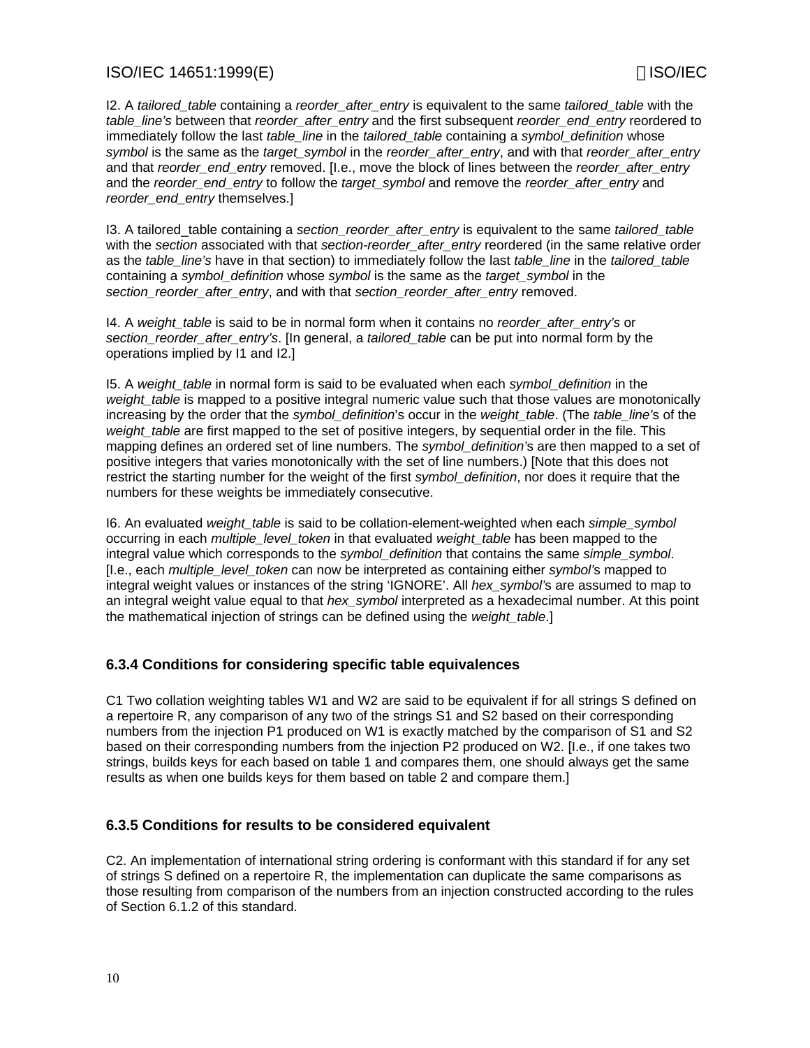I2. A *tailored_table* containing a *reorder_after_entry* is equivalent to the same *tailored_table* with the *table_line's* between that *reorder_after_entry* and the first subsequent *reorder_end_entry* reordered to immediately follow the last *table_line* in the *tailored_table* containing a *symbol_definition* whose *symbol* is the same as the *target_symbol* in the *reorder_after_entry*, and with that *reorder_after_entry* and that *reorder_end_entry* removed. [I.e., move the block of lines between the *reorder_after_entry* and the *reorder_end_entry* to follow the *target_symbol* and remove the *reorder_after_entry* and *reorder_end_entry* themselves.]

I3. A tailored_table containing a *section_reorder_after_entry* is equivalent to the same *tailored_table* with the *section* associated with that *section-reorder_after_entry* reordered (in the same relative order as the *table_line's* have in that section) to immediately follow the last *table_line* in the *tailored_table* containing a *symbol_definition* whose *symbol* is the same as the *target_symbol* in the *section_reorder_after_entry*, and with that *section_reorder_after_entry* removed.

I4. A *weight_table* is said to be in normal form when it contains no *reorder_after_entry's* or *section_reorder_after_entry's*. [In general, a *tailored_table* can be put into normal form by the operations implied by I1 and I2.]

I5. A *weight_table* in normal form is said to be evaluated when each *symbol_definition* in the *weight_table* is mapped to a positive integral numeric value such that those values are monotonically increasing by the order that the *symbol_definition*'s occur in the *weight_table*. (The *table_line'*s of the *weight_table* are first mapped to the set of positive integers, by sequential order in the file. This mapping defines an ordered set of line numbers. The *symbol_definition'*s are then mapped to a set of positive integers that varies monotonically with the set of line numbers.) [Note that this does not restrict the starting number for the weight of the first *symbol_definition*, nor does it require that the numbers for these weights be immediately consecutive.

I6. An evaluated *weight_table* is said to be collation-element-weighted when each *simple_symbol* occurring in each *multiple_level_token* in that evaluated *weight_table* has been mapped to the integral value which corresponds to the *symbol_definition* that contains the same *simple_symbol*. [I.e., each *multiple_level_token* can now be interpreted as containing either *symbol'*s mapped to integral weight values or instances of the string 'IGNORE'. All *hex_symbol'*s are assumed to map to an integral weight value equal to that *hex_symbol* interpreted as a hexadecimal number. At this point the mathematical injection of strings can be defined using the *weight_table*.]

### 6.3.4 Conditions for considering specific table equivalences

C1 Two collation weighting tables W1 and W2 are said to be equivalent if for all strings S defined on a repertoire R, any comparison of any two of the strings S1 and S2 based on their corresponding numbers from the injection P1 produced on W1 is exactly matched by the comparison of S1 and S2 based on their corresponding numbers from the injection P2 produced on W2. [I.e., if one takes two strings, builds keys for each based on table 1 and compares them, one should always get the same results as when one builds keys for them based on table 2 and compare them.]

### 6.3.5 Conditions for results to be considered equivalent

C2. An implementation of international string ordering is conformant with this standard if for any set of strings S defined on a repertoire R, the implementation can duplicate the same comparisons as those resulting from comparison of the numbers from an injection constructed according to the rules of Section 6.1.2 of this standard.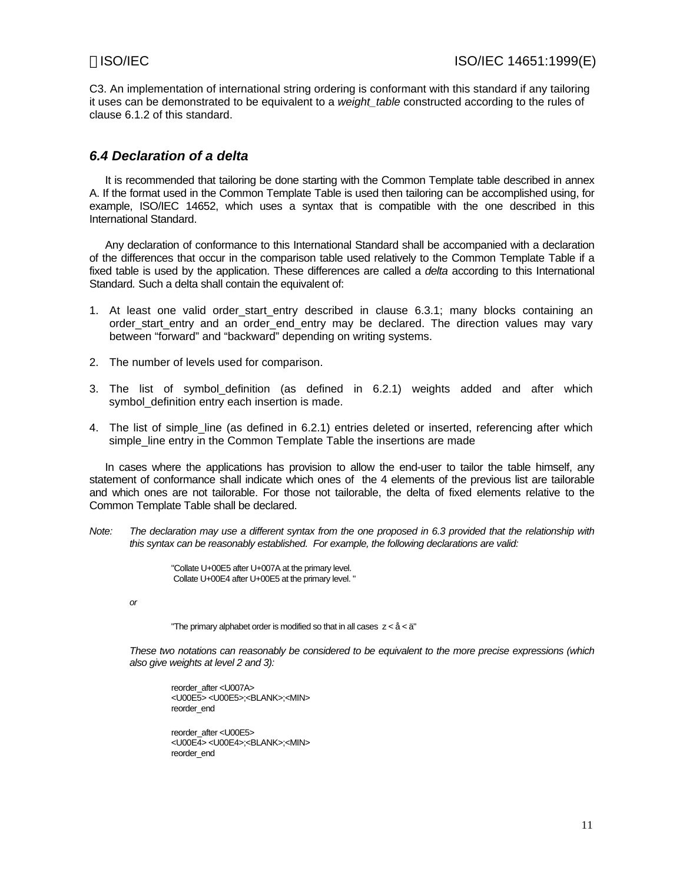C3. An implementation of international string ordering is conformant with this standard if any tailoring it uses can be demonstrated to be equivalent to a *weight_table* constructed according to the rules of clause 6.1.2 of this standard.

## *6.4 Declaration of a delta*

It is recommended that tailoring be done starting with the Common Template table described in annex A. If the format used in the Common Template Table is used then tailoring can be accomplished using, for example, ISO/IEC 14652, which uses a syntax that is compatible with the one described in this International Standard.

Any declaration of conformance to this International Standard shall be accompanied with a declaration of the differences that occur in the comparison table used relatively to the Common Template Table if a fixed table is used by the application. These differences are called a *delta* according to this International Standard. Such a delta shall contain the equivalent of:

1. At least one valid order_start_entry described in clause 6.3.1; many blocks containing an order_start_entry and an order_end_entry may be declared. The direction values may vary between “forward” and “backward” depending on writing systems.
2. The number of levels used for comparison.
3. The list of symbol_definition (as defined in 6.2.1) weights added and after which symbol_definition entry each insertion is made.
4. The list of simple_line (as defined in 6.2.1) entries deleted or inserted, referencing after which simple_line entry in the Common Template Table the insertions are made

In cases where the applications has provision to allow the end-user to tailor the table himself, any statement of conformance shall indicate which ones of the 4 elements of the previous list are tailorable and which ones are not tailorable. For those not tailorable, the delta of fixed elements relative to the Common Template Table shall be declared.

*Note: The declaration may use a different syntax from the one proposed in 6.3 provided that the relationship with this syntax can be reasonably established. For example, the following declarations are valid:*

"Collate U+00E5 after U+007A at the primary level.
Collate U+00E4 after U+00E5 at the primary level. "

*or*

"The primary alphabet order is modified so that in all cases z < å < ä"

*These two notations can reasonably be considered to be equivalent to the more precise expressions (which also give weights at level 2 and 3):*

```
reorder_after <U007A>
<U00E5> <U00E5>;<BLANK>;<MIN>
reorder_end

reorder_after <U00E5>
<U00E4> <U00E4>;<BLANK>;<MIN>
reorder_end
```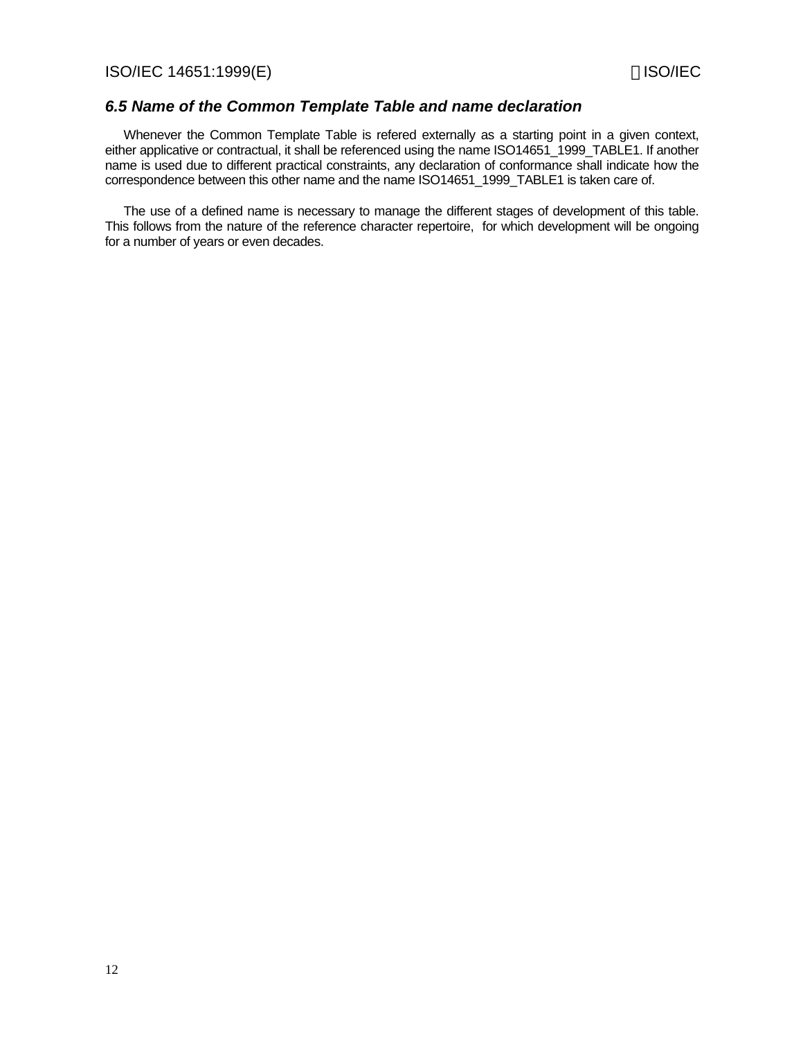### *6.5 Name of the Common Template Table and name declaration*

Whenever the Common Template Table is refered externally as a starting point in a given context, either applicative or contractual, it shall be referenced using the name ISO14651_1999_TABLE1. If another name is used due to different practical constraints, any declaration of conformance shall indicate how the correspondence between this other name and the name ISO14651_1999_TABLE1 is taken care of.

The use of a defined name is necessary to manage the different stages of development of this table. This follows from the nature of the reference character repertoire, for which development will be ongoing for a number of years or even decades.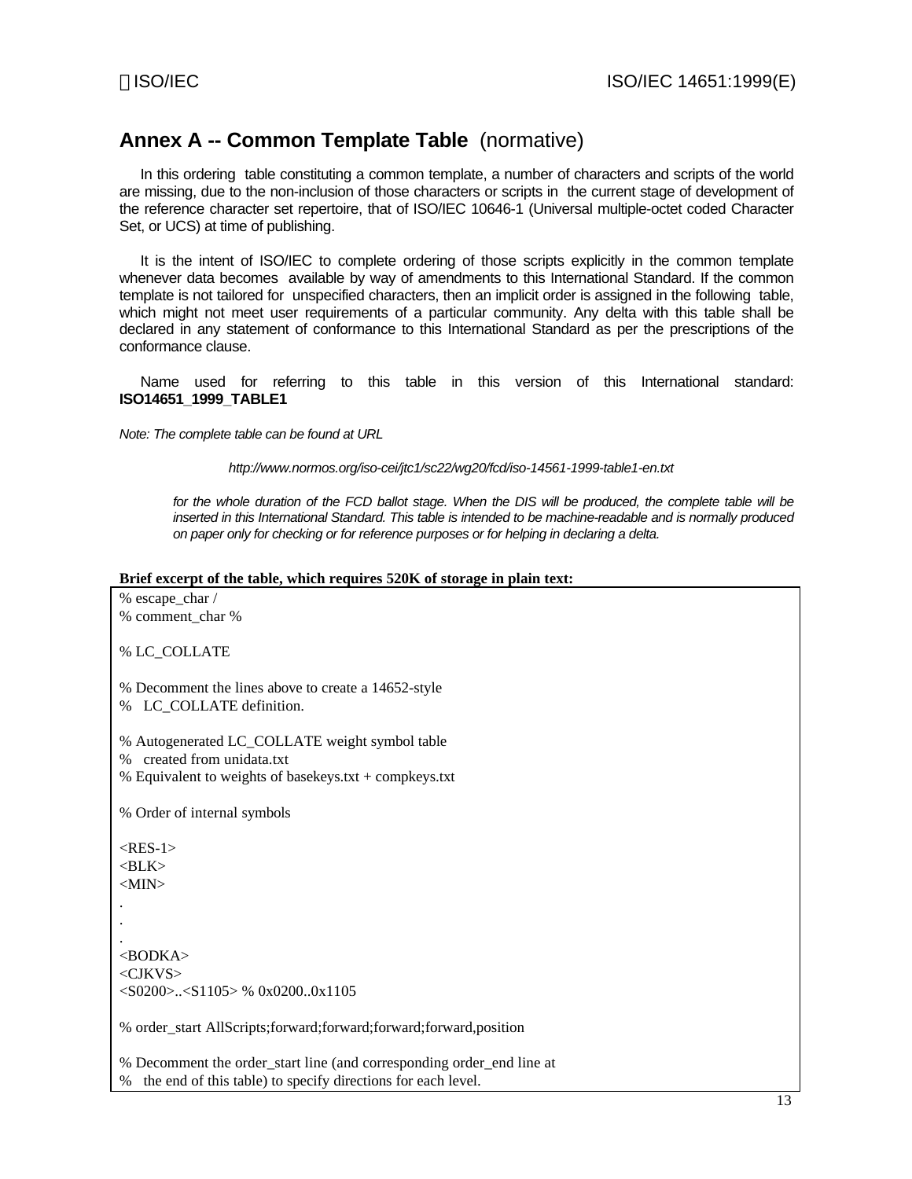## Annex A -- Common Template Table (normative)

In this ordering table constituting a common template, a number of characters and scripts of the world are missing, due to the non-inclusion of those characters or scripts in the current stage of development of the reference character set repertoire, that of ISO/IEC 10646-1 (Universal multiple-octet coded Character Set, or UCS) at time of publishing.

It is the intent of ISO/IEC to complete ordering of those scripts explicitly in the common template whenever data becomes available by way of amendments to this International Standard. If the common template is not tailored for unspecified characters, then an implicit order is assigned in the following table, which might not meet user requirements of a particular community. Any delta with this table shall be declared in any statement of conformance to this International Standard as per the prescriptions of the conformance clause.

Name used for referring to this table in this version of this International standard: **ISO14651_1999_TABLE1**

*Note: The complete table can be found at URL*

*http://www.normos.org/iso-cei/jtc1/sc22/wg20/fcd/iso-14561-1999-table1-en.txt*

*for the whole duration of the FCD ballot stage. When the DIS will be produced, the complete table will be inserted in this International Standard. This table is intended to be machine-readable and is normally produced on paper only for checking or for reference purposes or for helping in declaring a delta.*

**Brief excerpt of the table, which requires 520K of storage in plain text:**

```
% escape_char /
% comment_char %

% LC_COLLATE

% Decomment the lines above to create a 14652-style
%   LC_COLLATE definition.

% Autogenerated LC_COLLATE weight symbol table
%   created from unidata.txt
% Equivalent to weights of basekeys.txt + compkeys.txt

% Order of internal symbols

<RES-1>
<BLK>
<MIN>
.
.
.
<BODKA>
<CJKVS>
<S0200>..<S1105> % 0x0200..0x1105

% order_start AllScripts;forward;forward;forward;forward,position

% Decomment the order_start line (and corresponding order_end line at
%   the end of this table) to specify directions for each level.
```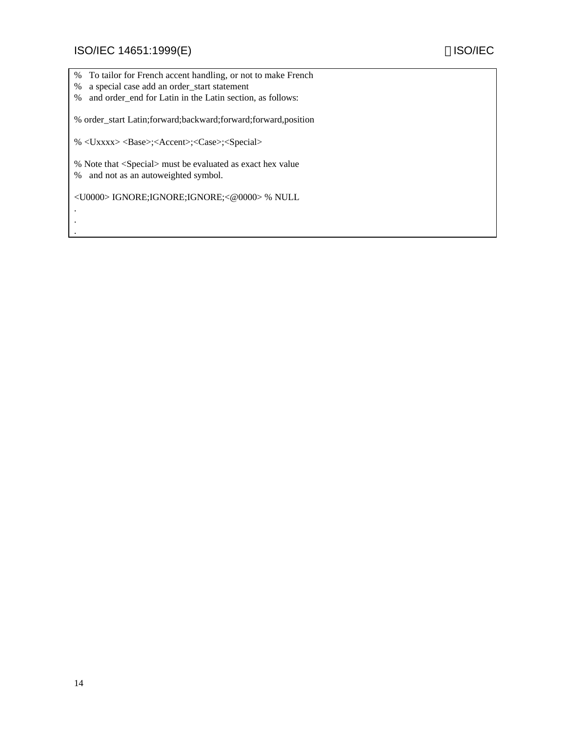```
%   To tailor for French accent handling, or not to make French
%   a special case add an order_start statement
%   and order_end for Latin in the Latin section, as follows:

% order_start Latin;forward;backward;forward;forward,position

% <Uxxxx> <Base>;<Accent>;<Case>;<Special>

% Note that <Special> must be evaluated as exact hex value
%   and not as an autoweighted symbol.

<U0000> IGNORE;IGNORE;IGNORE;<@0000> % NULL
.
.
.
```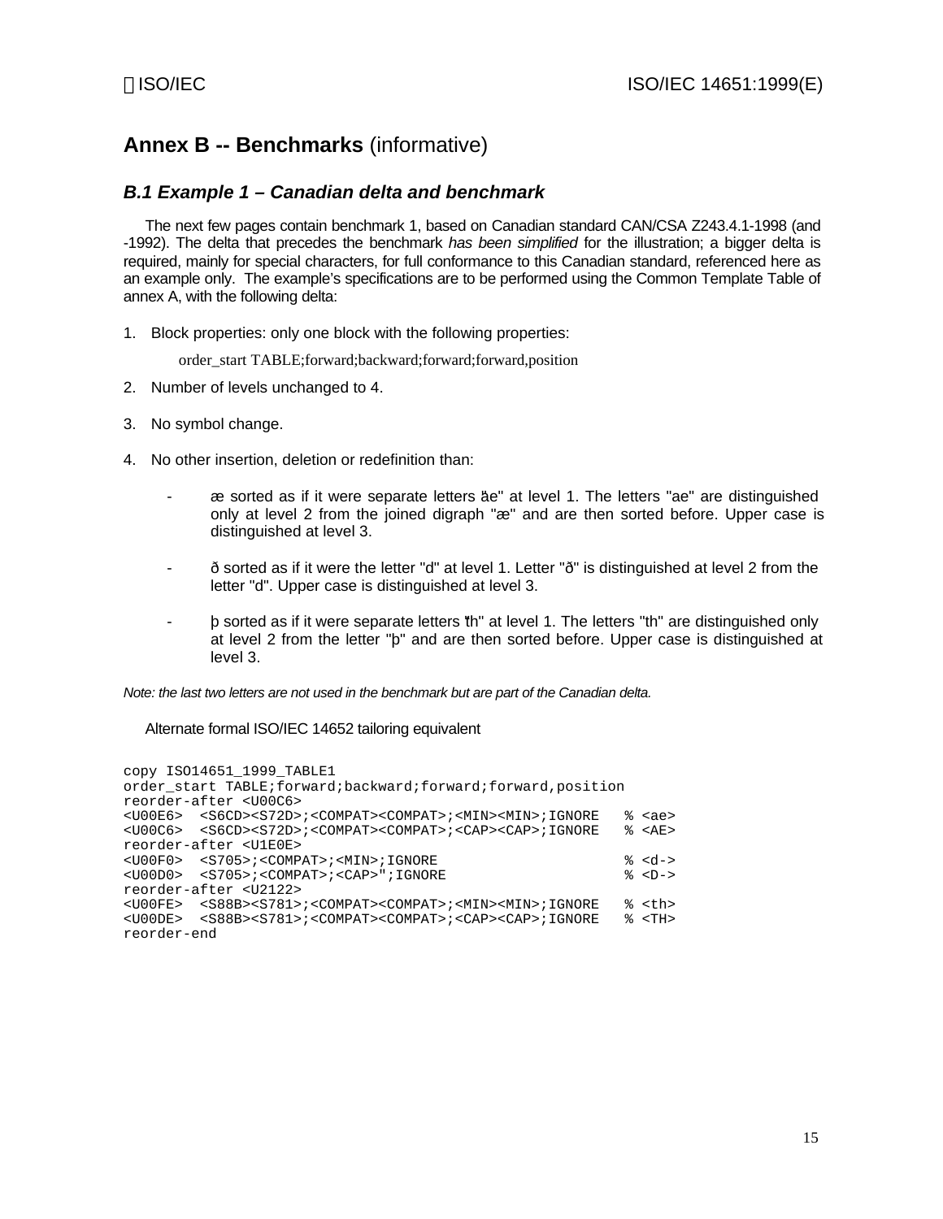# Annex B -- Benchmarks (informative)

## *B.1 Example 1 – Canadian delta and benchmark*

The next few pages contain benchmark 1, based on Canadian standard CAN/CSA Z243.4.1-1998 (and -1992). The delta that precedes the benchmark *has been simplified* for the illustration; a bigger delta is required, mainly for special characters, for full conformance to this Canadian standard, referenced here as an example only. The example's specifications are to be performed using the Common Template Table of annex A, with the following delta:

1. Block properties: only one block with the following properties:

   order_start TABLE;forward;backward;forward;forward,position

2. Number of levels unchanged to 4.

3. No symbol change.

4. No other insertion, deletion or redefinition than:

   - æ sorted as if it were separate letters "ae" at level 1. The letters "ae" are distinguished only at level 2 from the joined digraph "æ" and are then sorted before. Upper case is distinguished at level 3.

   - ð sorted as if it were the letter "d" at level 1. Letter "ð" is distinguished at level 2 from the letter "d". Upper case is distinguished at level 3.

   - þ sorted as if it were separate letters "th" at level 1. The letters "th" are distinguished only at level 2 from the letter "þ" and are then sorted before. Upper case is distinguished at level 3.

*Note: the last two letters are not used in the benchmark but are part of the Canadian delta.*

Alternate formal ISO/IEC 14652 tailoring equivalent

```
copy ISO14651_1999_TABLE1
order_start TABLE;forward;backward;forward;forward,position
reorder-after <U00C6>
<U00E6>  <S6CD><S72D>;<COMPAT><COMPAT>;<MIN><MIN>;IGNORE   % <ae>
<U00C6>  <S6CD><S72D>;<COMPAT><COMPAT>;<CAP><CAP>;IGNORE   % <AE>
reorder-after <U1E0E>
<U00F0>  <S705>;<COMPAT>;<MIN>;IGNORE                      % <d->
<U00D0>  <S705>;<COMPAT>;<CAP>";IGNORE                     % <D->
reorder-after <U2122>
<U00FE>  <S88B><S781>;<COMPAT><COMPAT>;<MIN><MIN>;IGNORE   % <th>
<U00DE>  <S88B><S781>;<COMPAT><COMPAT>;<CAP><CAP>;IGNORE   % <TH>
reorder-end
```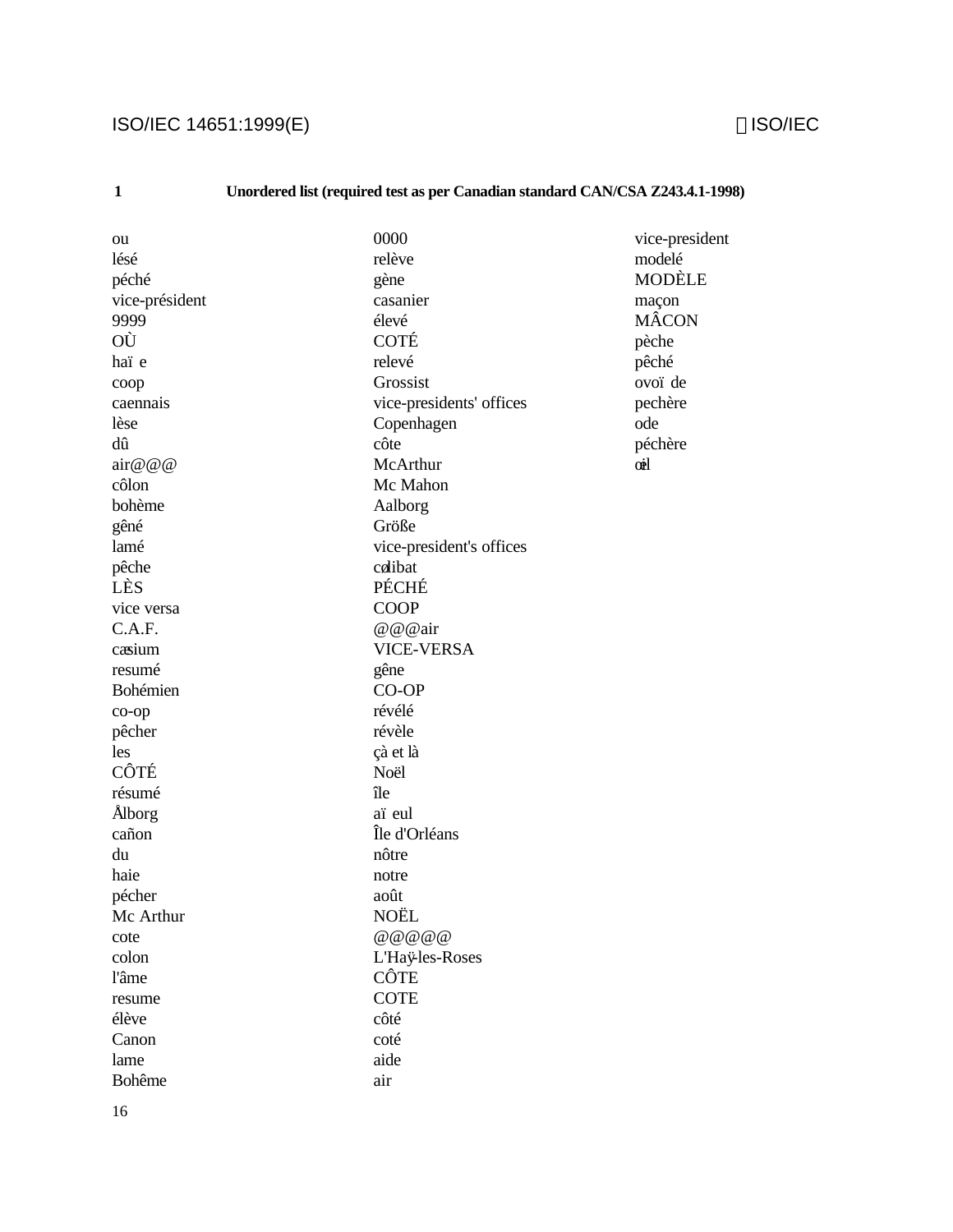## 1 Unordered list (required test as per Canadian standard CAN/CSA Z243.4.1-1998)

ou
lésé
péché
vice-président
9999
OÙ
haï e
coop
caennais
lèse
dû
air@@@
côlon
bohème
gêné
lamé
pêche
LÈS
vice versa
C.A.F.
cæsium
resumé
Bohémien
co-op
pêcher
les
CÔTÉ
résumé
Ålborg
cañon
du
haie
pécher
Mc Arthur
cote
colon
l'âme
resume
élève
Canon
lame
Bohême
0000
relève
gène
casanier
élevé
COTÉ
relevé
Grossist
vice-presidents' offices
Copenhagen
côte
McArthur
Mc Mahon
Aalborg
Größe
vice-president's offices
cœlibat
PÉCHÉ
COOP
@@@air
VICE-VERSA
gêne
CO-OP
révélé
révèle
çà et là
Noël
île
aï eul
Île d'Orléans
nôtre
notre
août
NOËL
@@@@@
L'Haÿ-les-Roses
CÔTE
COTE
côté
coté
aide
air
vice-president
modelé
MODÈLE
maçon
MÂCON
pèche
pêché
ovoï de
pechère
ode
péchère
œil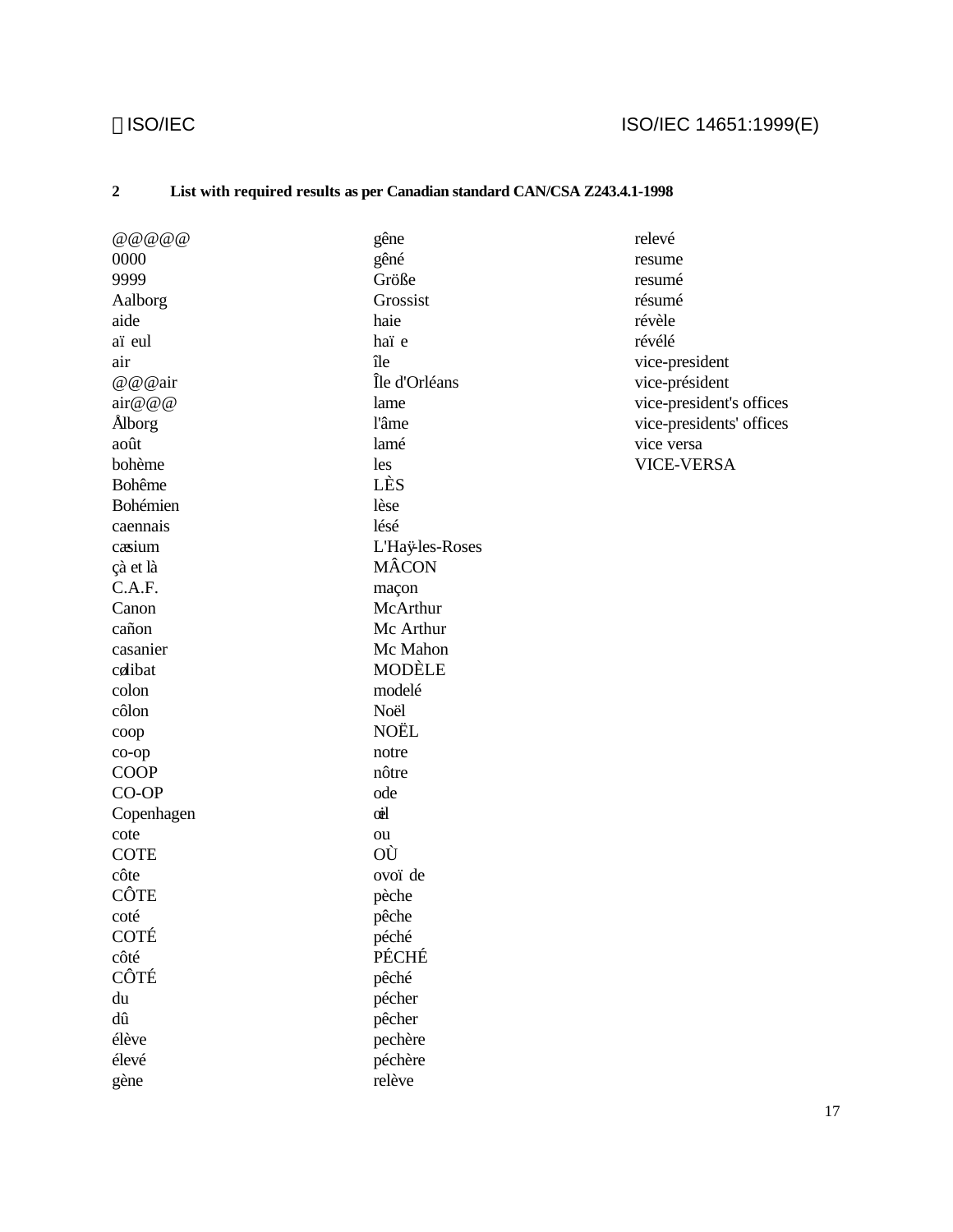## 2 List with required results as per Canadian standard CAN/CSA Z243.4.1-1998

@@@@@
0000
9999
Aalborg
aide
aïeul
air
@@@air
air@@@
Ålborg
août
bohème
Bohême
Bohémien
caennais
cæsium
çà et là
C.A.F.
Canon
cañon
casanier
cœlibat
colon
côlon
coop
co-op
COOP
CO-OP
Copenhagen
cote
COTE
côte
CÔTE
coté
COTÉ
côté
CÔTÉ
du
dû
élève
élevé
gène
gêne
gêné
Größe
Grossist
haie
haïe
île
Île d'Orléans
lame
l'âme
lamé
les
LÈS
lèse
lésé
L'Haÿ-les-Roses
MÂCON
maçon
McArthur
Mc Arthur
Mc Mahon
MODÈLE
modelé
Noël
NOËL
notre
nôtre
ode
œil
ou
OÙ
ovoïde
pèche
pêche
péché
PÉCHÉ
pêché
pécher
pêcher
pechère
péchère
relève
relevé
resume
resumé
résumé
révèle
révélé
vice-president
vice-président
vice-president's offices
vice-presidents' offices
vice versa
VICE-VERSA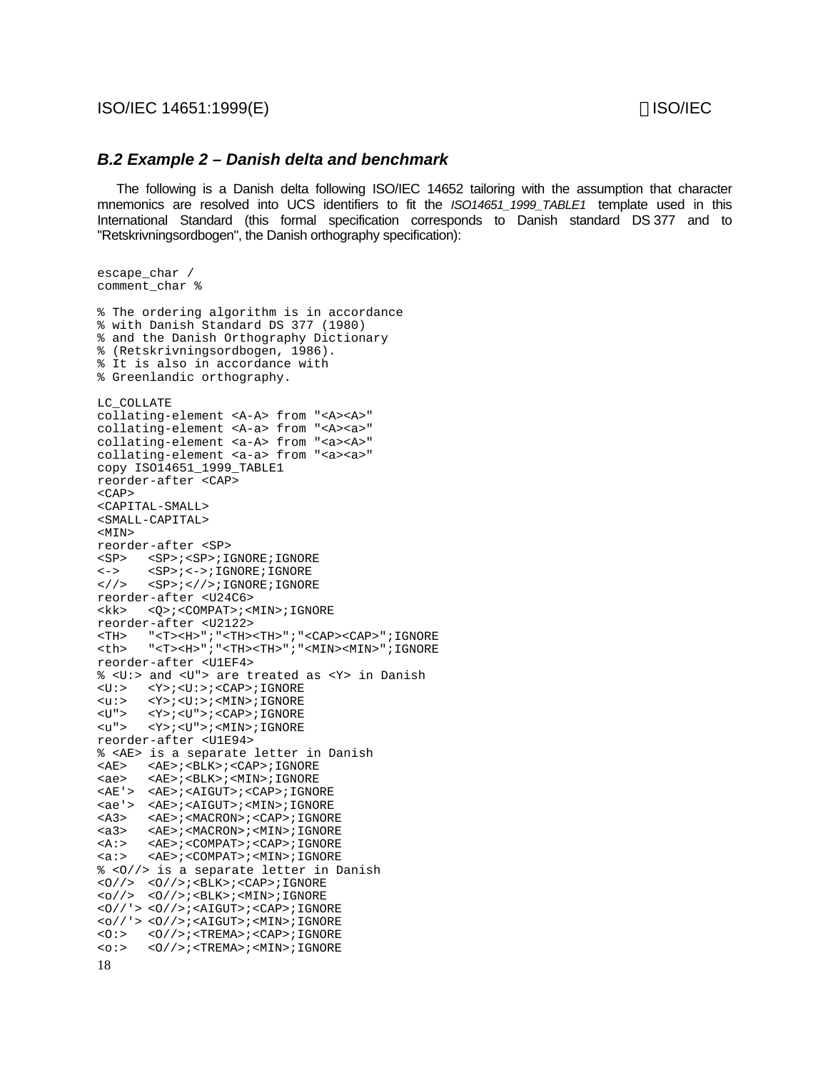### *B.2 Example 2 – Danish delta and benchmark*

The following is a Danish delta following ISO/IEC 14652 tailoring with the assumption that character mnemonics are resolved into UCS identifiers to fit the *ISO14651_1999_TABLE1* template used in this International Standard (this formal specification corresponds to Danish standard DS 377 and to "Retskrivningsordbogen", the Danish orthography specification):

```
escape_char /
comment_char %

% The ordering algorithm is in accordance
% with Danish Standard DS 377 (1980)
% and the Danish Orthography Dictionary
% (Retskrivningsordbogen, 1986).
% It is also in accordance with
% Greenlandic orthography.

LC_COLLATE
collating-element <A-A> from "<A><A>"
collating-element <A-a> from "<A><a>"
collating-element <a-A> from "<a><A>"
collating-element <a-a> from "<a><a>"
copy ISO14651_1999_TABLE1
reorder-after <CAP>
<CAP>
<CAPITAL-SMALL>
<SMALL-CAPITAL>
<MIN>
reorder-after <SP>
<SP>   <SP>;<SP>;IGNORE;IGNORE
<->    <SP>;<->;IGNORE;IGNORE
<//>   <SP>;<//>;IGNORE;IGNORE
reorder-after <U24C6>
<kk>   <Q>;<COMPAT>;<MIN>;IGNORE
reorder-after <U2122>
<TH>   "<T><H>";"<TH><TH>";"<CAP><CAP>";IGNORE
<th>   "<T><H>";"<TH><TH>";"<MIN><MIN>";IGNORE
reorder-after <U1EF4>
% <U:> and <U"> are treated as <Y> in Danish
<U:>   <Y>;<U:>;<CAP>;IGNORE
<u:>   <Y>;<U:>;<MIN>;IGNORE
<U">   <Y>;<U">;<CAP>;IGNORE
<u">   <Y>;<U">;<MIN>;IGNORE
reorder-after <U1E94>
% <AE> is a separate letter in Danish
<AE>   <AE>;<BLK>;<CAP>;IGNORE
<ae>   <AE>;<BLK>;<MIN>;IGNORE
<AE'>  <AE>;<AIGUT>;<CAP>;IGNORE
<ae'>  <AE>;<AIGUT>;<MIN>;IGNORE
<A3>   <AE>;<MACRON>;<CAP>;IGNORE
<a3>   <AE>;<MACRON>;<MIN>;IGNORE
<A:>   <AE>;<COMPAT>;<CAP>;IGNORE
<a:>   <AE>;<COMPAT>;<MIN>;IGNORE
% <O//> is a separate letter in Danish
<O//>  <O//>;<BLK>;<CAP>;IGNORE
<o//>  <O//>;<BLK>;<MIN>;IGNORE
<O//'> <O//>;<AIGUT>;<CAP>;IGNORE
<o//'> <O//>;<AIGUT>;<MIN>;IGNORE
<O:>   <O//>;<TREMA>;<CAP>;IGNORE
<o:>   <O//>;<TREMA>;<MIN>;IGNORE
```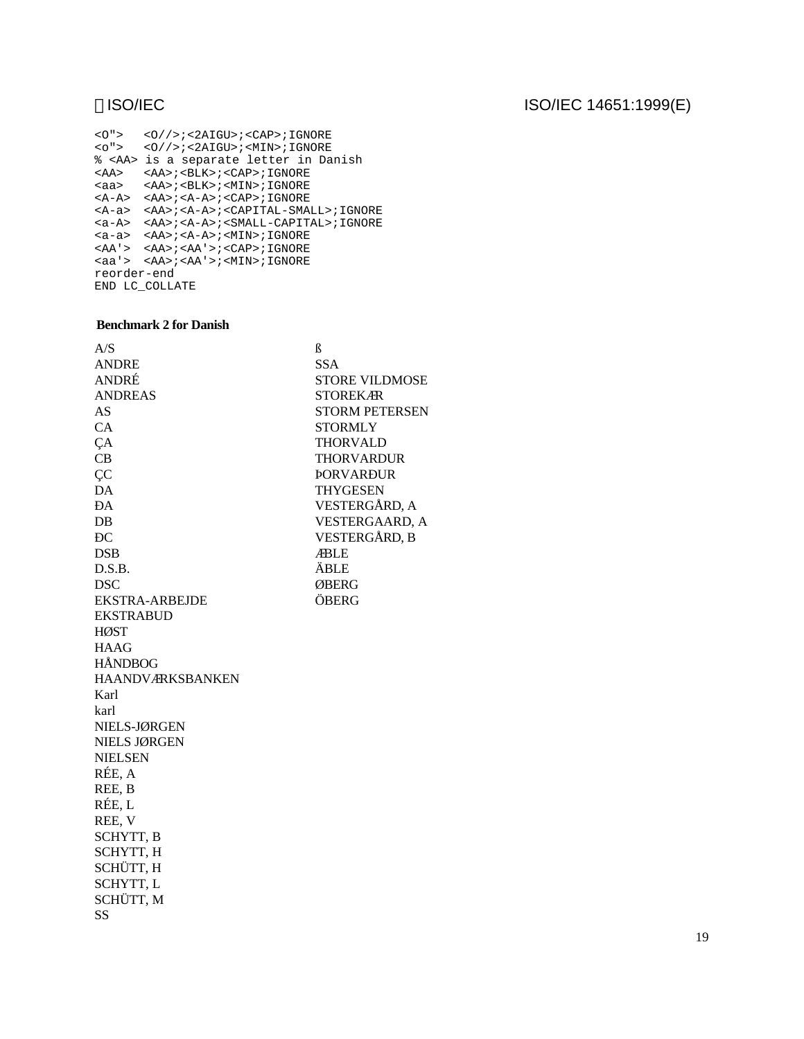```
<O">   <O//>;<2AIGU>;<CAP>;IGNORE
<o">   <O//>;<2AIGU>;<MIN>;IGNORE
% <AA> is a separate letter in Danish
<AA>   <AA>;<BLK>;<CAP>;IGNORE
<aa>   <AA>;<BLK>;<MIN>;IGNORE
<A-A>  <AA>;<A-A>;<CAP>;IGNORE
<A-a>  <AA>;<A-A>;<CAPITAL-SMALL>;IGNORE
<a-A>  <AA>;<A-A>;<SMALL-CAPITAL>;IGNORE
<a-a>  <AA>;<A-A>;<MIN>;IGNORE
<AA'>  <AA>;<AA'>;<CAP>;IGNORE
<aa'>  <AA>;<AA'>;<MIN>;IGNORE
reorder-end
END LC_COLLATE
```

**Benchmark 2 for Danish**

A/S
ANDRE
ANDRÉ
ANDREAS
AS
CA
ÇA
CB
ÇC
DA
ÐA
DB
ÐC
DSB
D.S.B.
DSC
EKSTRA-ARBEJDE
EKSTRABUD
HØST
HAAG
HÅNDBOG
HAANDVÆRKSBANKEN
Karl
karl
NIELS-JØRGEN
NIELS JØRGEN
NIELSEN
RÉE, A
REE, B
RÉE, L
REE, V
SCHYTT, B
SCHYTT, H
SCHÜTT, H
SCHYTT, L
SCHÜTT, M
SS
ß
SSA
STORE VILDMOSE
STOREKÆR
STORM PETERSEN
STORMLY
THORVALD
THORVARDUR
ÞORVARÐUR
THYGESEN
VESTERGÅRD, A
VESTERGAARD, A
VESTERGÅRD, B
ÆBLE
ÄBLE
ØBERG
ÖBERG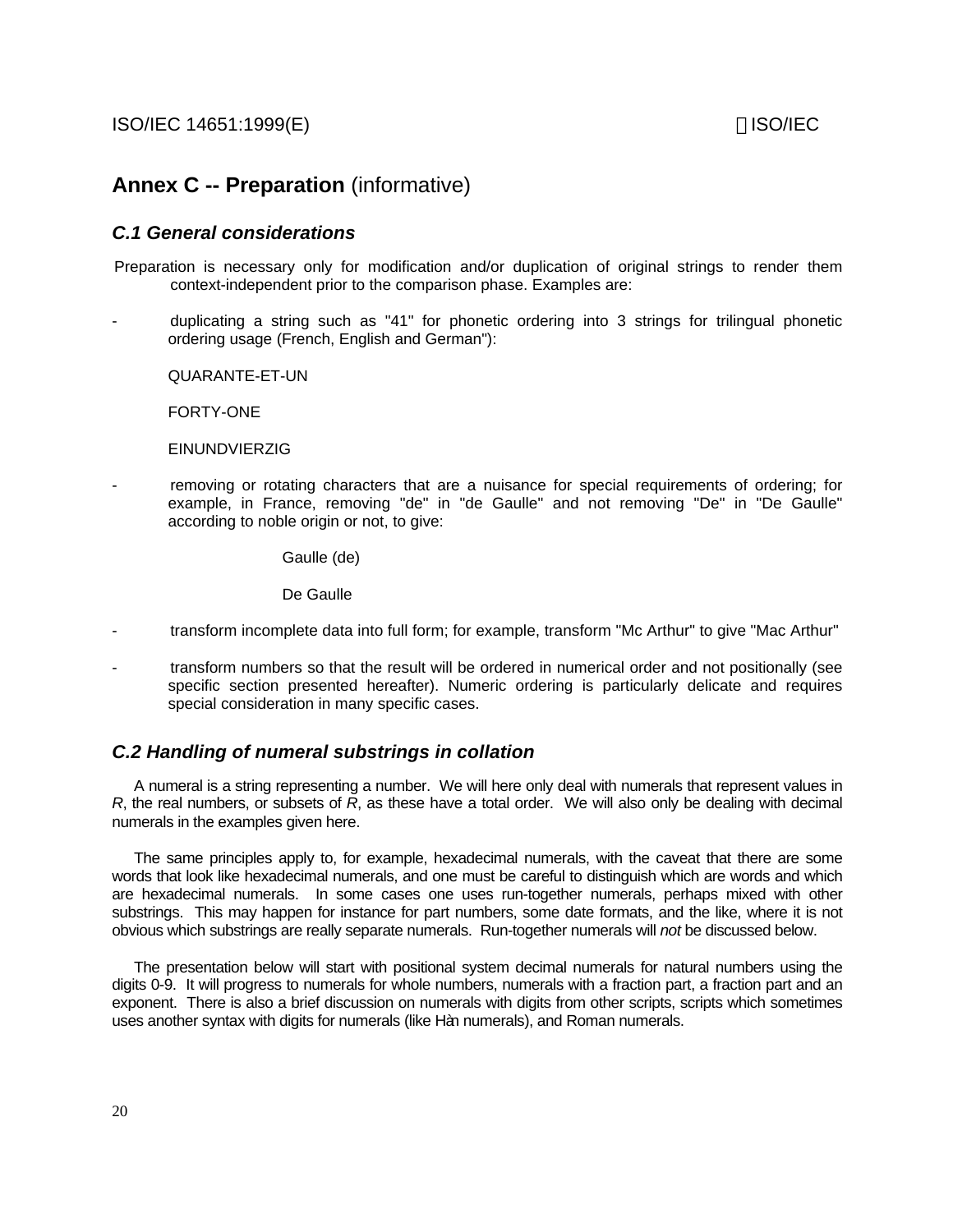## Annex C -- Preparation (informative)

### *C.1 General considerations*

Preparation is necessary only for modification and/or duplication of original strings to render them context-independent prior to the comparison phase. Examples are:

- duplicating a string such as "41" for phonetic ordering into 3 strings for trilingual phonetic ordering usage (French, English and German"):

  QUARANTE-ET-UN

  FORTY-ONE

  EINUNDVIERZIG

- removing or rotating characters that are a nuisance for special requirements of ordering; for example, in France, removing "de" in "de Gaulle" and not removing "De" in "De Gaulle" according to noble origin or not, to give:

  Gaulle (de)

  De Gaulle

- transform incomplete data into full form; for example, transform "Mc Arthur" to give "Mac Arthur"

- transform numbers so that the result will be ordered in numerical order and not positionally (see specific section presented hereafter). Numeric ordering is particularly delicate and requires special consideration in many specific cases.

### *C.2 Handling of numeral substrings in collation*

A numeral is a string representing a number. We will here only deal with numerals that represent values in *R*, the real numbers, or subsets of *R*, as these have a total order. We will also only be dealing with decimal numerals in the examples given here.

The same principles apply to, for example, hexadecimal numerals, with the caveat that there are some words that look like hexadecimal numerals, and one must be careful to distinguish which are words and which are hexadecimal numerals. In some cases one uses run-together numerals, perhaps mixed with other substrings. This may happen for instance for part numbers, some date formats, and the like, where it is not obvious which substrings are really separate numerals. Run-together numerals will *not* be discussed below.

The presentation below will start with positional system decimal numerals for natural numbers using the digits 0-9. It will progress to numerals for whole numbers, numerals with a fraction part, a fraction part and an exponent. There is also a brief discussion on numerals with digits from other scripts, scripts which sometimes uses another syntax with digits for numerals (like Hàn numerals), and Roman numerals.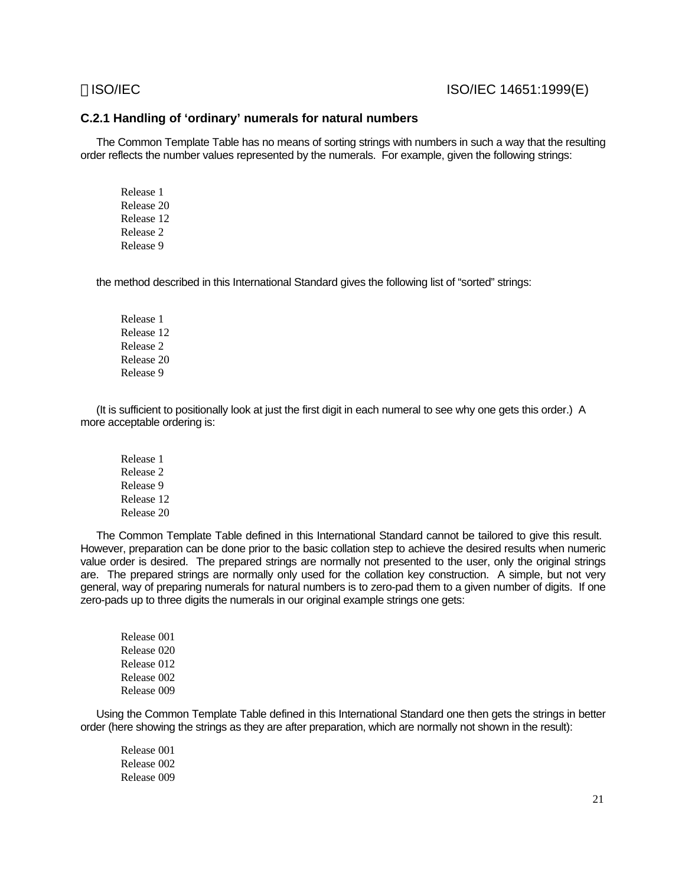### C.2.1 Handling of 'ordinary' numerals for natural numbers

The Common Template Table has no means of sorting strings with numbers in such a way that the resulting order reflects the number values represented by the numerals. For example, given the following strings:

Release 1
Release 20
Release 12
Release 2
Release 9

the method described in this International Standard gives the following list of "sorted" strings:

Release 1
Release 12
Release 2
Release 20
Release 9

(It is sufficient to positionally look at just the first digit in each numeral to see why one gets this order.) A more acceptable ordering is:

Release 1
Release 2
Release 9
Release 12
Release 20

The Common Template Table defined in this International Standard cannot be tailored to give this result. However, preparation can be done prior to the basic collation step to achieve the desired results when numeric value order is desired. The prepared strings are normally not presented to the user, only the original strings are. The prepared strings are normally only used for the collation key construction. A simple, but not very general, way of preparing numerals for natural numbers is to zero-pad them to a given number of digits. If one zero-pads up to three digits the numerals in our original example strings one gets:

Release 001
Release 020
Release 012
Release 002
Release 009

Using the Common Template Table defined in this International Standard one then gets the strings in better order (here showing the strings as they are after preparation, which are normally not shown in the result):

Release 001
Release 002
Release 009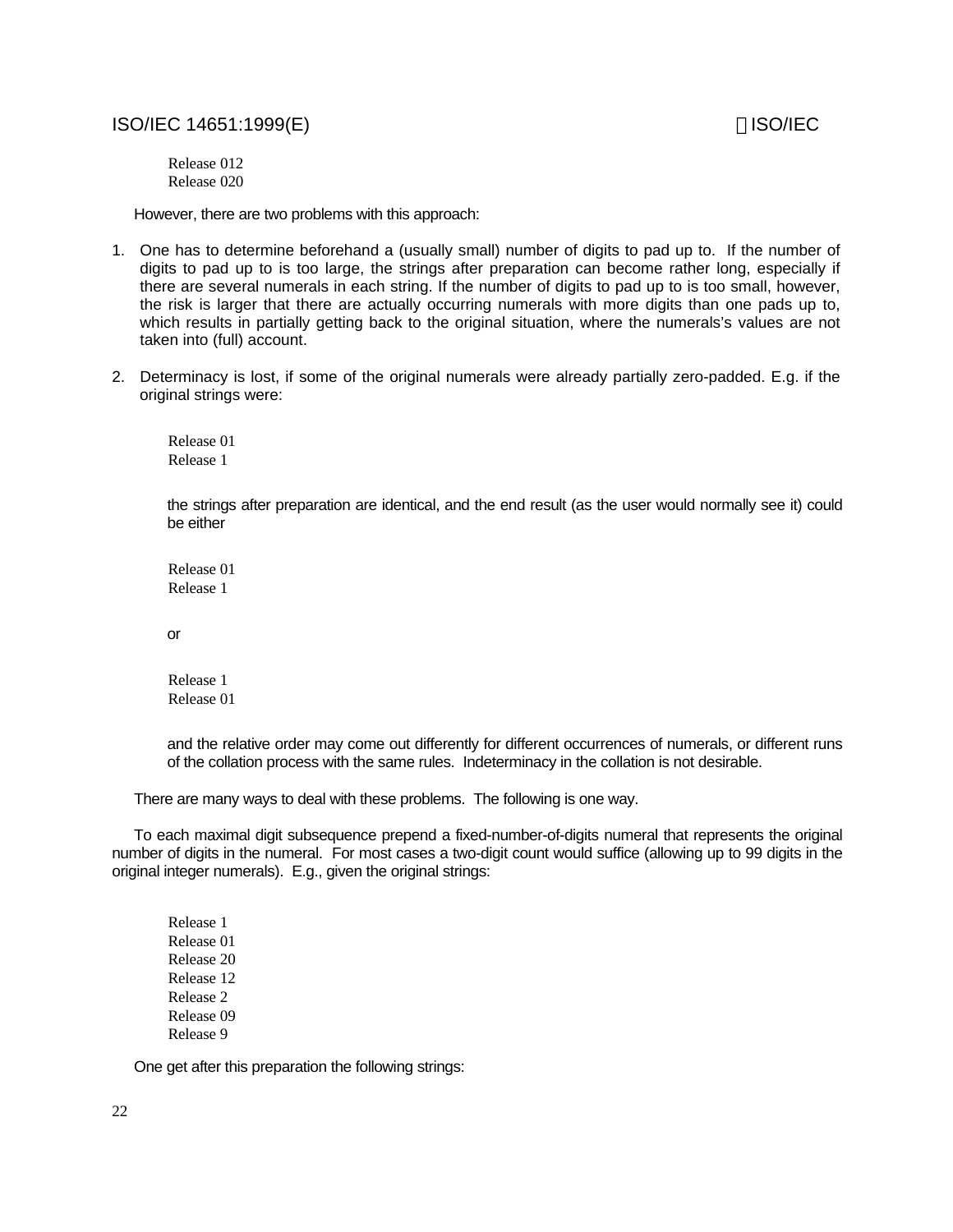```
Release 012
Release 020
```

However, there are two problems with this approach:

1. One has to determine beforehand a (usually small) number of digits to pad up to. If the number of digits to pad up to is too large, the strings after preparation can become rather long, especially if there are several numerals in each string. If the number of digits to pad up to is too small, however, the risk is larger that there are actually occurring numerals with more digits than one pads up to, which results in partially getting back to the original situation, where the numerals's values are not taken into (full) account.

2. Determinacy is lost, if some of the original numerals were already partially zero-padded. E.g. if the original strings were:

   ```
   Release 01
   Release 1
   ```

   the strings after preparation are identical, and the end result (as the user would normally see it) could be either

   ```
   Release 01
   Release 1
   ```

   or

   ```
   Release 1
   Release 01
   ```

   and the relative order may come out differently for different occurrences of numerals, or different runs of the collation process with the same rules. Indeterminacy in the collation is not desirable.

There are many ways to deal with these problems. The following is one way.

To each maximal digit subsequence prepend a fixed-number-of-digits numeral that represents the original number of digits in the numeral. For most cases a two-digit count would suffice (allowing up to 99 digits in the original integer numerals). E.g., given the original strings:

```
Release 1
Release 01
Release 20
Release 12
Release 2
Release 09
Release 9
```

One get after this preparation the following strings: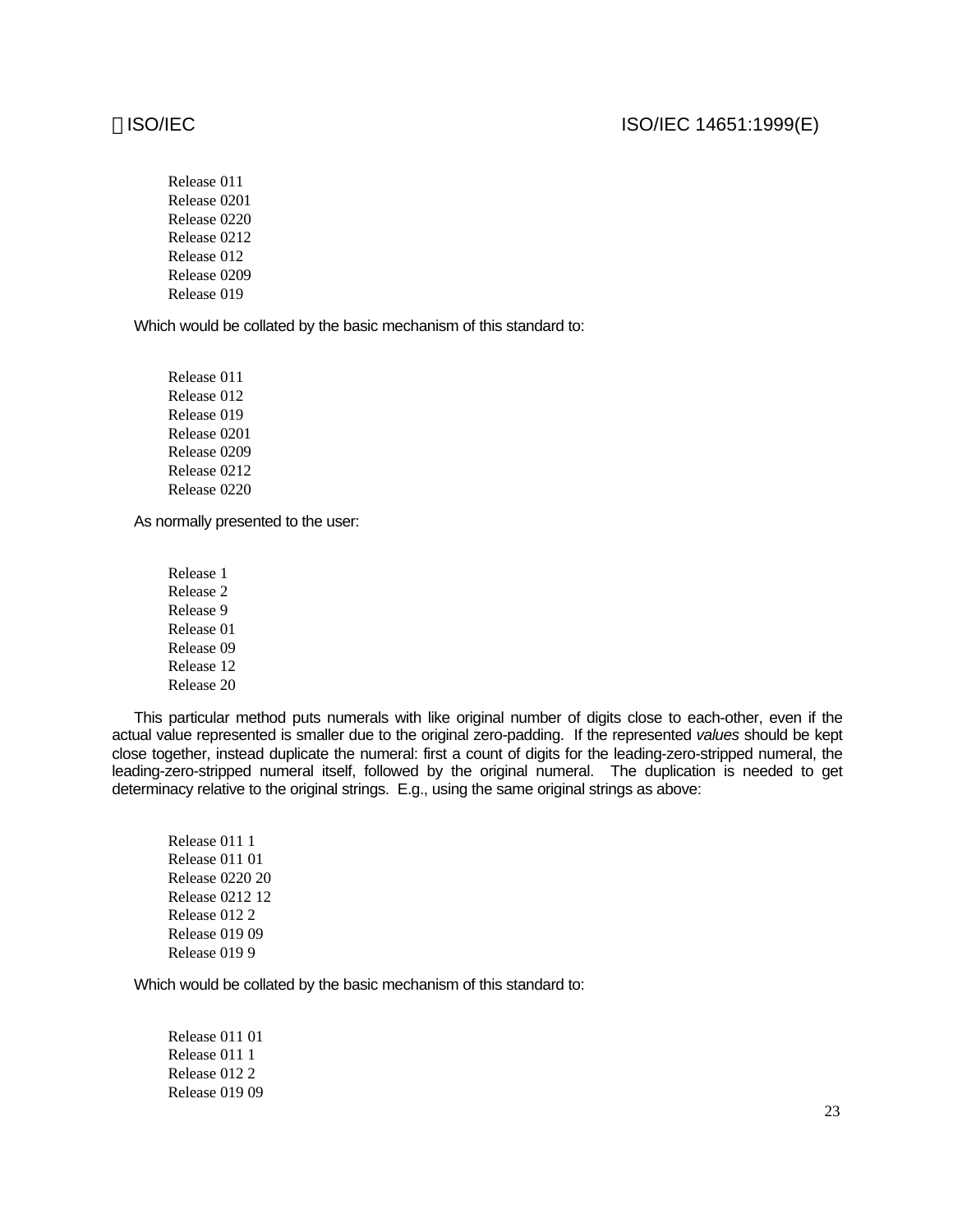Release 011
Release 0201
Release 0220
Release 0212
Release 012
Release 0209
Release 019

Which would be collated by the basic mechanism of this standard to:

Release 011
Release 012
Release 019
Release 0201
Release 0209
Release 0212
Release 0220

As normally presented to the user:

Release 1
Release 2
Release 9
Release 01
Release 09
Release 12
Release 20

This particular method puts numerals with like original number of digits close to each-other, even if the actual value represented is smaller due to the original zero-padding. If the represented *values* should be kept close together, instead duplicate the numeral: first a count of digits for the leading-zero-stripped numeral, the leading-zero-stripped numeral itself, followed by the original numeral. The duplication is needed to get determinacy relative to the original strings. E.g., using the same original strings as above:

Release 011 1
Release 011 01
Release 0220 20
Release 0212 12
Release 012 2
Release 019 09
Release 019 9

Which would be collated by the basic mechanism of this standard to:

Release 011 01
Release 011 1
Release 012 2
Release 019 09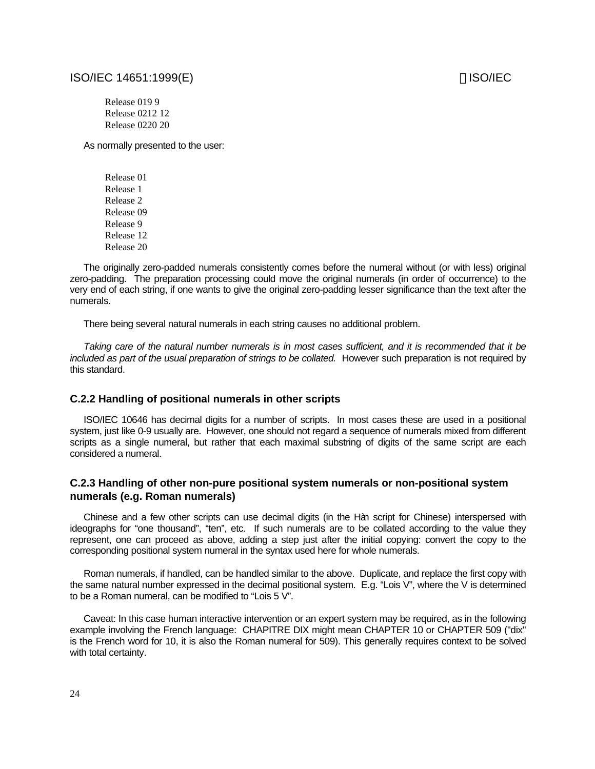```
Release 019 9
Release 0212 12
Release 0220 20
```

As normally presented to the user:

```
Release 01
Release 1
Release 2
Release 09
Release 9
Release 12
Release 20
```

The originally zero-padded numerals consistently comes before the numeral without (or with less) original zero-padding. The preparation processing could move the original numerals (in order of occurrence) to the very end of each string, if one wants to give the original zero-padding lesser significance than the text after the numerals.

There being several natural numerals in each string causes no additional problem.

*Taking care of the natural number numerals is in most cases sufficient, and it is recommended that it be included as part of the usual preparation of strings to be collated.* However such preparation is not required by this standard.

### C.2.2 Handling of positional numerals in other scripts

ISO/IEC 10646 has decimal digits for a number of scripts. In most cases these are used in a positional system, just like 0-9 usually are. However, one should not regard a sequence of numerals mixed from different scripts as a single numeral, but rather that each maximal substring of digits of the same script are each considered a numeral.

### C.2.3 Handling of other non-pure positional system numerals or non-positional system numerals (e.g. Roman numerals)

Chinese and a few other scripts can use decimal digits (in the Hàn script for Chinese) interspersed with ideographs for “one thousand”, “ten”, etc. If such numerals are to be collated according to the value they represent, one can proceed as above, adding a step just after the initial copying: convert the copy to the corresponding positional system numeral in the syntax used here for whole numerals.

Roman numerals, if handled, can be handled similar to the above. Duplicate, and replace the first copy with the same natural number expressed in the decimal positional system. E.g. “Lois V”, where the V is determined to be a Roman numeral, can be modified to “Lois 5 V”.

Caveat: In this case human interactive intervention or an expert system may be required, as in the following example involving the French language: CHAPITRE DIX might mean CHAPTER 10 or CHAPTER 509 ("dix" is the French word for 10, it is also the Roman numeral for 509). This generally requires context to be solved with total certainty.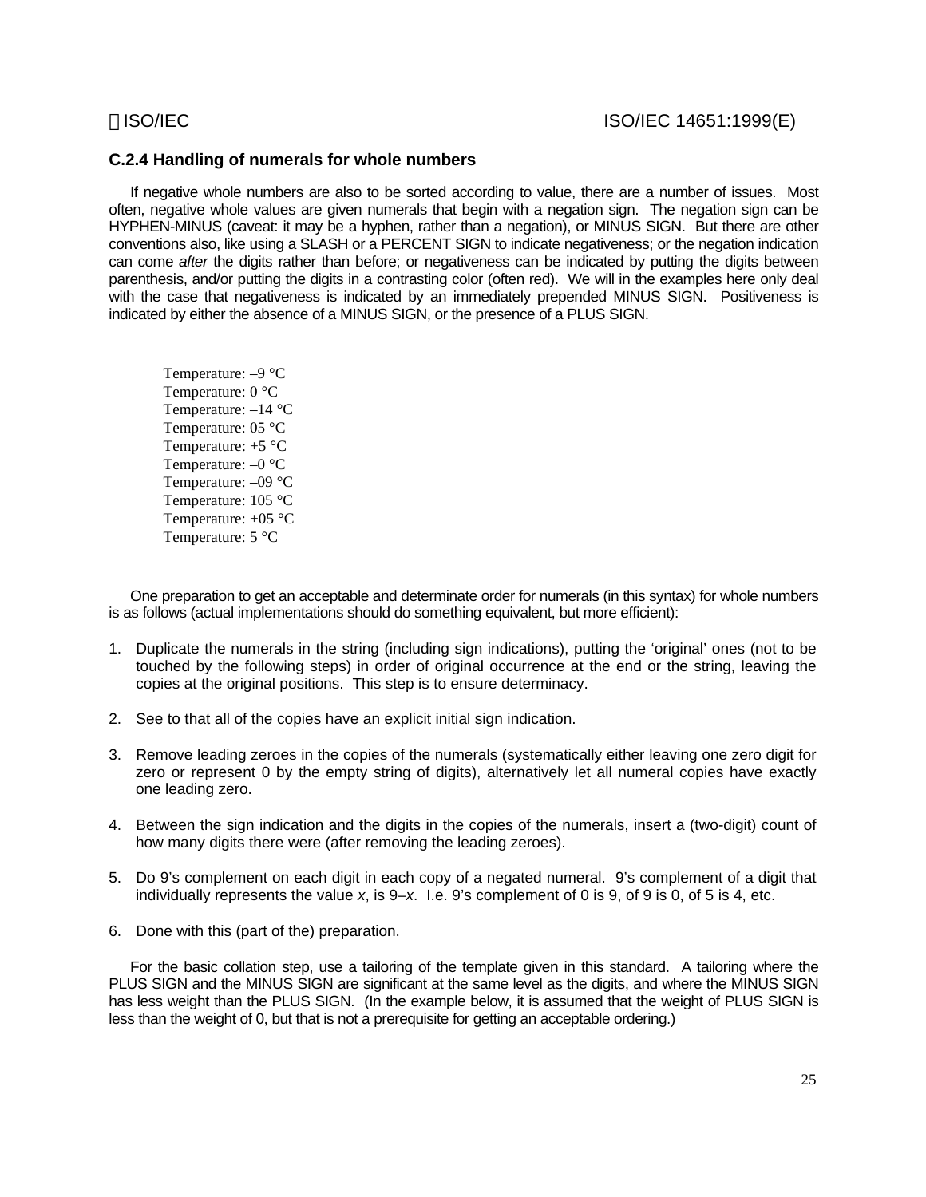### C.2.4 Handling of numerals for whole numbers

If negative whole numbers are also to be sorted according to value, there are a number of issues. Most often, negative whole values are given numerals that begin with a negation sign. The negation sign can be HYPHEN-MINUS (caveat: it may be a hyphen, rather than a negation), or MINUS SIGN. But there are other conventions also, like using a SLASH or a PERCENT SIGN to indicate negativeness; or the negation indication can come *after* the digits rather than before; or negativeness can be indicated by putting the digits between parenthesis, and/or putting the digits in a contrasting color (often red). We will in the examples here only deal with the case that negativeness is indicated by an immediately prepended MINUS SIGN. Positiveness is indicated by either the absence of a MINUS SIGN, or the presence of a PLUS SIGN.

```
Temperature: –9 °C
Temperature: 0 °C
Temperature: –14 °C
Temperature: 05 °C
Temperature: +5 °C
Temperature: –0 °C
Temperature: –09 °C
Temperature: 105 °C
Temperature: +05 °C
Temperature: 5 °C
```

One preparation to get an acceptable and determinate order for numerals (in this syntax) for whole numbers is as follows (actual implementations should do something equivalent, but more efficient):

1. Duplicate the numerals in the string (including sign indications), putting the 'original' ones (not to be touched by the following steps) in order of original occurrence at the end or the string, leaving the copies at the original positions. This step is to ensure determinacy.

2. See to that all of the copies have an explicit initial sign indication.

3. Remove leading zeroes in the copies of the numerals (systematically either leaving one zero digit for zero or represent 0 by the empty string of digits), alternatively let all numeral copies have exactly one leading zero.

4. Between the sign indication and the digits in the copies of the numerals, insert a (two-digit) count of how many digits there were (after removing the leading zeroes).

5. Do 9's complement on each digit in each copy of a negated numeral. 9's complement of a digit that individually represents the value *x*, is 9–*x*. I.e. 9's complement of 0 is 9, of 9 is 0, of 5 is 4, etc.

6. Done with this (part of the) preparation.

For the basic collation step, use a tailoring of the template given in this standard. A tailoring where the PLUS SIGN and the MINUS SIGN are significant at the same level as the digits, and where the MINUS SIGN has less weight than the PLUS SIGN. (In the example below, it is assumed that the weight of PLUS SIGN is less than the weight of 0, but that is not a prerequisite for getting an acceptable ordering.)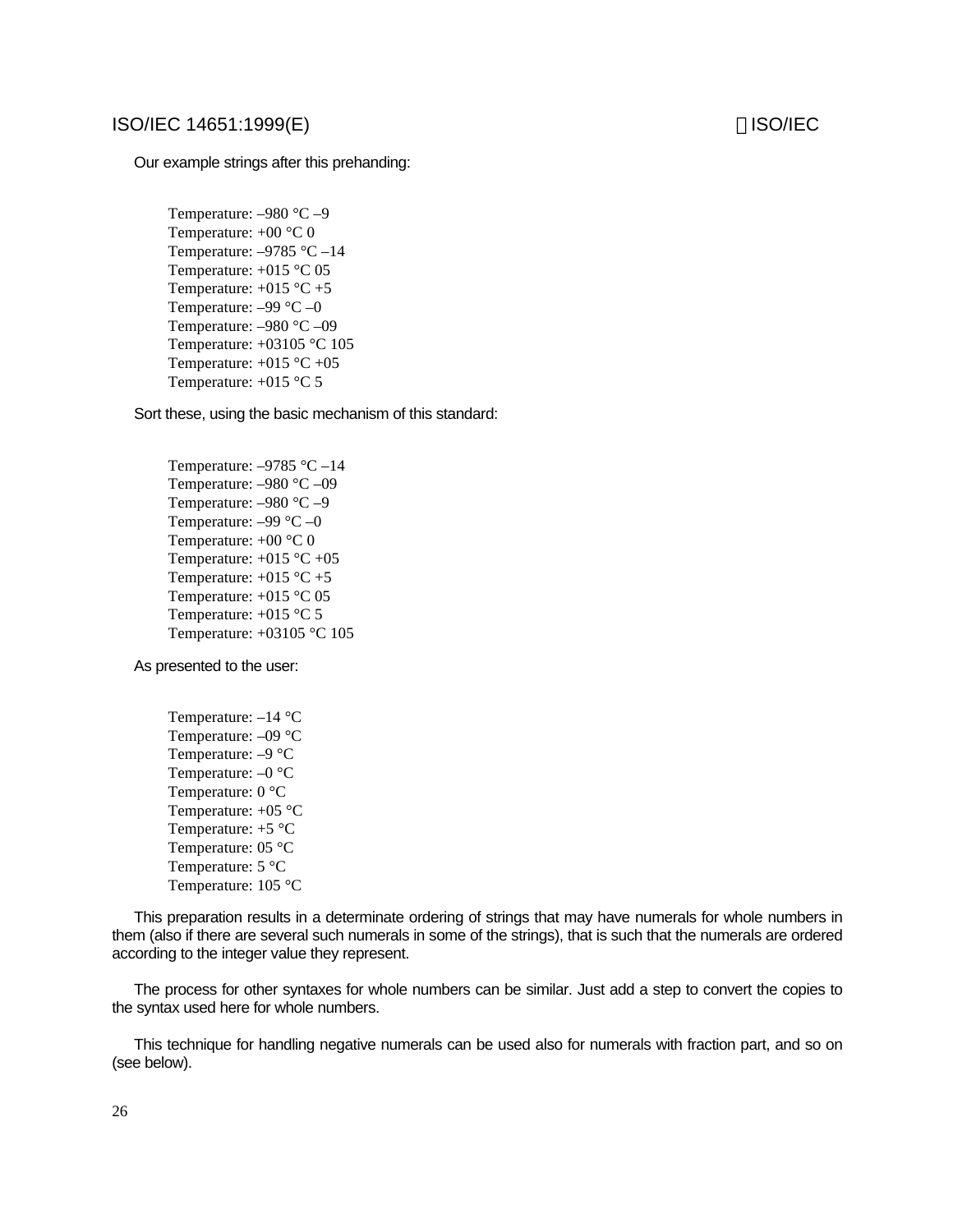Our example strings after this prehanding:

```
Temperature: –980 °C –9
Temperature: +00 °C 0
Temperature: –9785 °C –14
Temperature: +015 °C 05
Temperature: +015 °C +5
Temperature: –99 °C –0
Temperature: –980 °C –09
Temperature: +03105 °C 105
Temperature: +015 °C +05
Temperature: +015 °C 5
```

Sort these, using the basic mechanism of this standard:

```
Temperature: –9785 °C –14
Temperature: –980 °C –09
Temperature: –980 °C –9
Temperature: –99 °C –0
Temperature: +00 °C 0
Temperature: +015 °C +05
Temperature: +015 °C +5
Temperature: +015 °C 05
Temperature: +015 °C 5
Temperature: +03105 °C 105
```

As presented to the user:

```
Temperature: –14 °C
Temperature: –09 °C
Temperature: –9 °C
Temperature: –0 °C
Temperature: 0 °C
Temperature: +05 °C
Temperature: +5 °C
Temperature: 05 °C
Temperature: 5 °C
Temperature: 105 °C
```

This preparation results in a determinate ordering of strings that may have numerals for whole numbers in them (also if there are several such numerals in some of the strings), that is such that the numerals are ordered according to the integer value they represent.

The process for other syntaxes for whole numbers can be similar. Just add a step to convert the copies to the syntax used here for whole numbers.

This technique for handling negative numerals can be used also for numerals with fraction part, and so on (see below).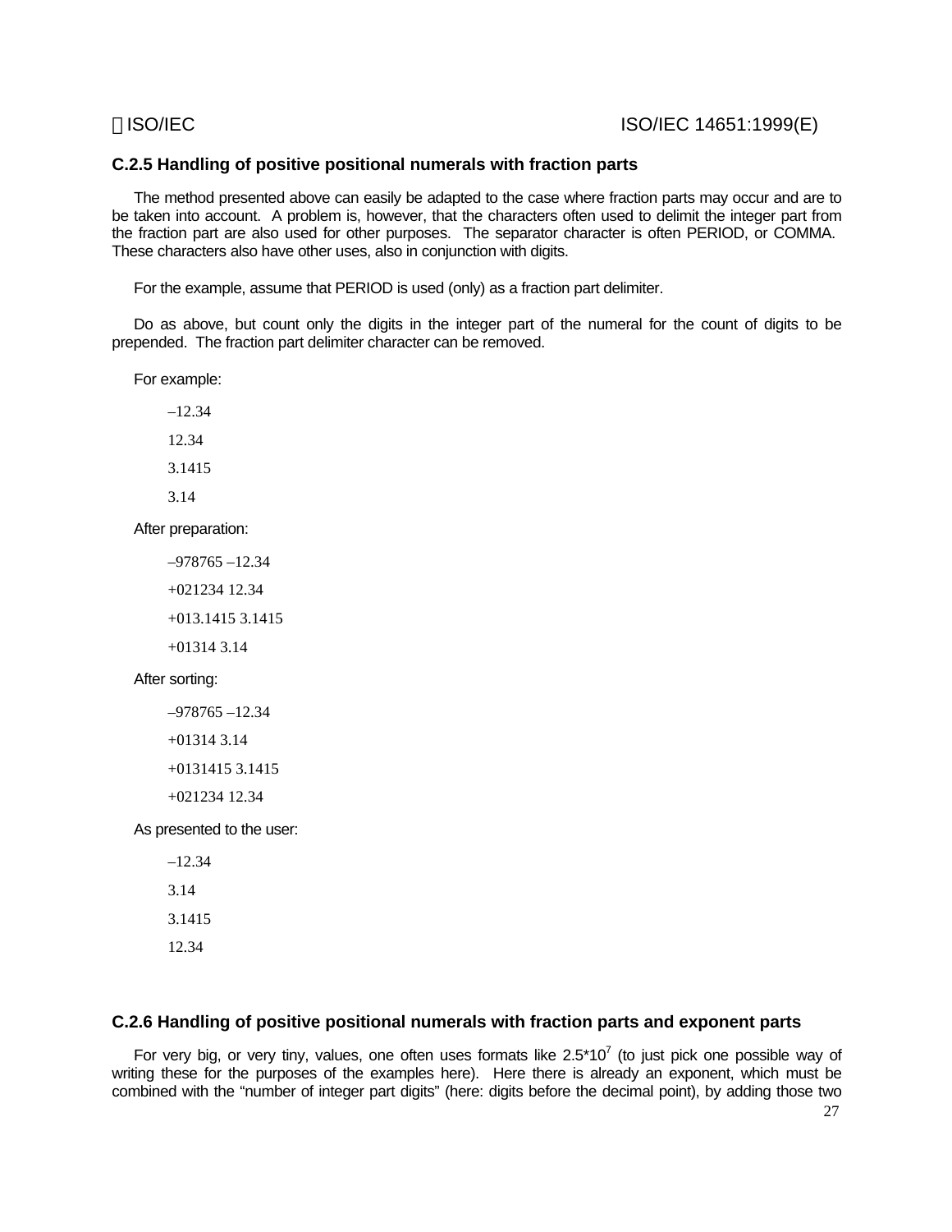### C.2.5 Handling of positive positional numerals with fraction parts

The method presented above can easily be adapted to the case where fraction parts may occur and are to be taken into account. A problem is, however, that the characters often used to delimit the integer part from the fraction part are also used for other purposes. The separator character is often PERIOD, or COMMA. These characters also have other uses, also in conjunction with digits.

For the example, assume that PERIOD is used (only) as a fraction part delimiter.

Do as above, but count only the digits in the integer part of the numeral for the count of digits to be prepended. The fraction part delimiter character can be removed.

For example:

–12.34

12.34

3.1415

3.14

After preparation:

–978765 –12.34

+021234 12.34

+013.1415 3.1415

+01314 3.14

After sorting:

–978765 –12.34

+01314 3.14

+0131415 3.1415

+021234 12.34

As presented to the user:

–12.34

3.14

3.1415

12.34

### C.2.6 Handling of positive positional numerals with fraction parts and exponent parts

For very big, or very tiny, values, one often uses formats like $2.5*10^7$ (to just pick one possible way of writing these for the purposes of the examples here). Here there is already an exponent, which must be combined with the “number of integer part digits” (here: digits before the decimal point), by adding those two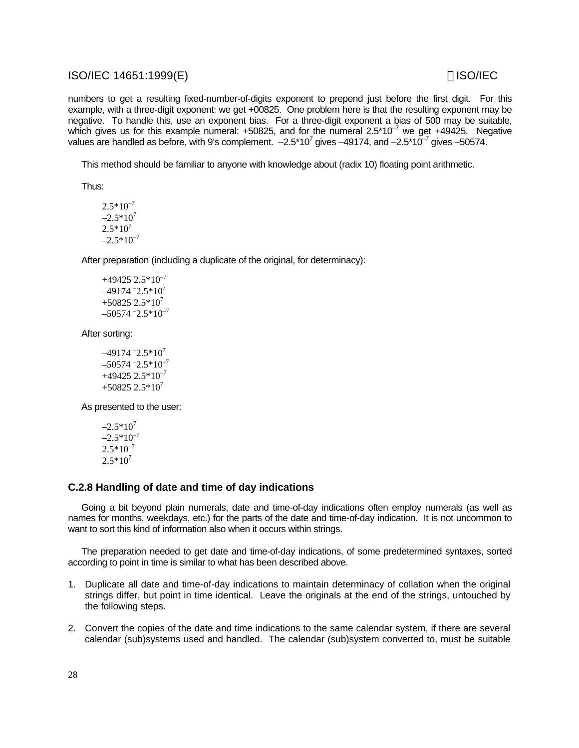numbers to get a resulting fixed-number-of-digits exponent to prepend just before the first digit. For this example, with a three-digit exponent: we get +00825. One problem here is that the resulting exponent may be negative. To handle this, use an exponent bias. For a three-digit exponent a bias of 500 may be suitable, which gives us for this example numeral: +50825, and for the numeral $2.5*10^{-7}$ we get +49425. Negative values are handled as before, with 9's complement. $-2.5*10^{7}$ gives –49174, and $-2.5*10^{-7}$ gives –50574.

This method should be familiar to anyone with knowledge about (radix 10) floating point arithmetic.

Thus:

$2.5*10^{-7}$
$-2.5*10^{7}$
$2.5*10^{7}$
$-2.5*10^{-7}$

After preparation (including a duplicate of the original, for determinacy):

+49425 $2.5*10^{-7}$
–49174 $^{-}2.5*10^{7}$
+50825 $2.5*10^{7}$
–50574 $^{-}2.5*10^{-7}$

After sorting:

–49174 $^{-}2.5*10^{7}$
–50574 $^{-}2.5*10^{-7}$
+49425 $2.5*10^{-7}$
+50825 $2.5*10^{7}$

As presented to the user:

$-2.5*10^{7}$
$-2.5*10^{-7}$
$2.5*10^{-7}$
$2.5*10^{7}$

### C.2.8 Handling of date and time of day indications

Going a bit beyond plain numerals, date and time-of-day indications often employ numerals (as well as names for months, weekdays, etc.) for the parts of the date and time-of-day indication. It is not uncommon to want to sort this kind of information also when it occurs within strings.

The preparation needed to get date and time-of-day indications, of some predetermined syntaxes, sorted according to point in time is similar to what has been described above.

1. Duplicate all date and time-of-day indications to maintain determinacy of collation when the original strings differ, but point in time identical. Leave the originals at the end of the strings, untouched by the following steps.

2. Convert the copies of the date and time indications to the same calendar system, if there are several calendar (sub)systems used and handled. The calendar (sub)system converted to, must be suitable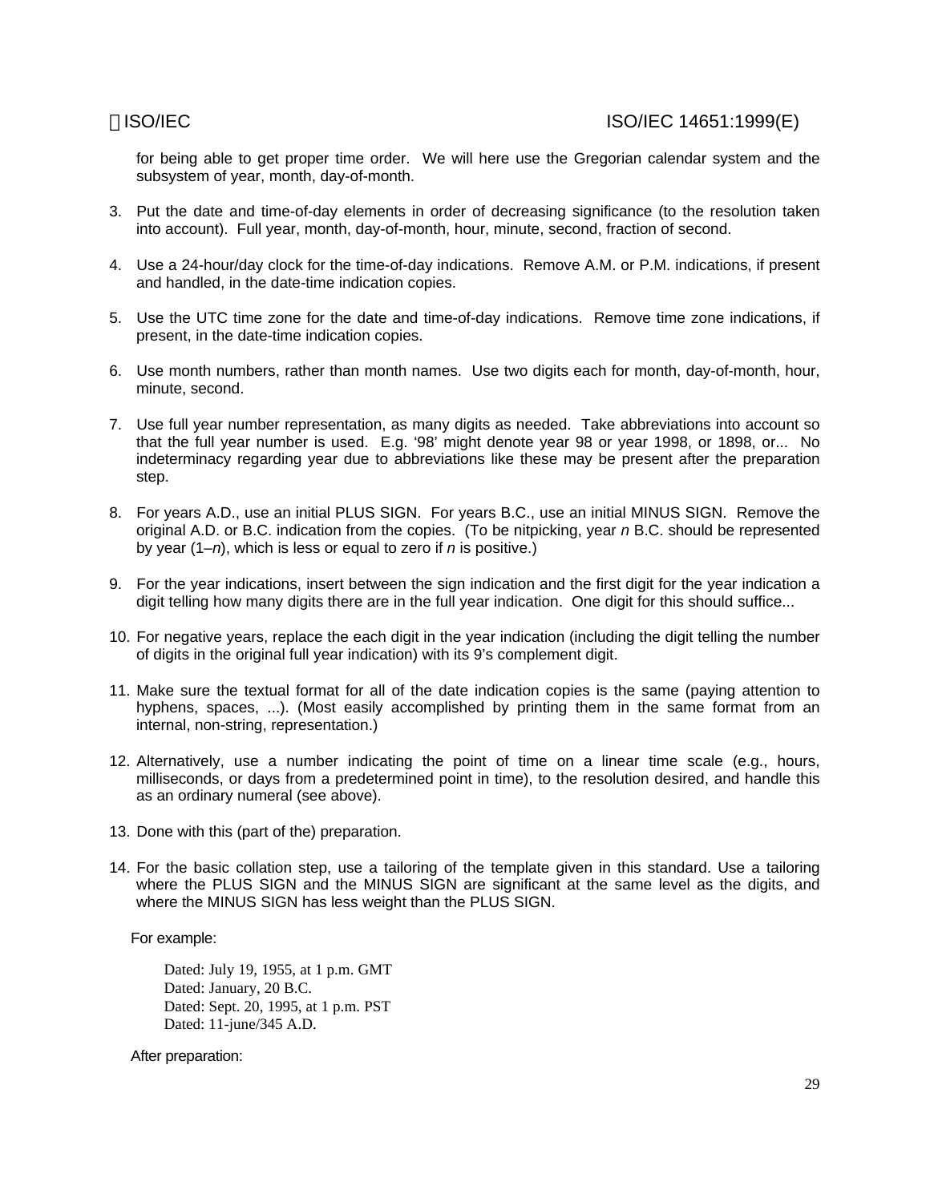for being able to get proper time order. We will here use the Gregorian calendar system and the subsystem of year, month, day-of-month.

3. Put the date and time-of-day elements in order of decreasing significance (to the resolution taken into account). Full year, month, day-of-month, hour, minute, second, fraction of second.

4. Use a 24-hour/day clock for the time-of-day indications. Remove A.M. or P.M. indications, if present and handled, in the date-time indication copies.

5. Use the UTC time zone for the date and time-of-day indications. Remove time zone indications, if present, in the date-time indication copies.

6. Use month numbers, rather than month names. Use two digits each for month, day-of-month, hour, minute, second.

7. Use full year number representation, as many digits as needed. Take abbreviations into account so that the full year number is used. E.g. '98' might denote year 98 or year 1998, or 1898, or... No indeterminacy regarding year due to abbreviations like these may be present after the preparation step.

8. For years A.D., use an initial PLUS SIGN. For years B.C., use an initial MINUS SIGN. Remove the original A.D. or B.C. indication from the copies. (To be nitpicking, year *n* B.C. should be represented by year (1–*n*), which is less or equal to zero if *n* is positive.)

9. For the year indications, insert between the sign indication and the first digit for the year indication a digit telling how many digits there are in the full year indication. One digit for this should suffice...

10. For negative years, replace the each digit in the year indication (including the digit telling the number of digits in the original full year indication) with its 9's complement digit.

11. Make sure the textual format for all of the date indication copies is the same (paying attention to hyphens, spaces, ...). (Most easily accomplished by printing them in the same format from an internal, non-string, representation.)

12. Alternatively, use a number indicating the point of time on a linear time scale (e.g., hours, milliseconds, or days from a predetermined point in time), to the resolution desired, and handle this as an ordinary numeral (see above).

13. Done with this (part of the) preparation.

14. For the basic collation step, use a tailoring of the template given in this standard. Use a tailoring where the PLUS SIGN and the MINUS SIGN are significant at the same level as the digits, and where the MINUS SIGN has less weight than the PLUS SIGN.

For example:

```
Dated: July 19, 1955, at 1 p.m. GMT
Dated: January, 20 B.C.
Dated: Sept. 20, 1995, at 1 p.m. PST
Dated: 11-june/345 A.D.
```

After preparation: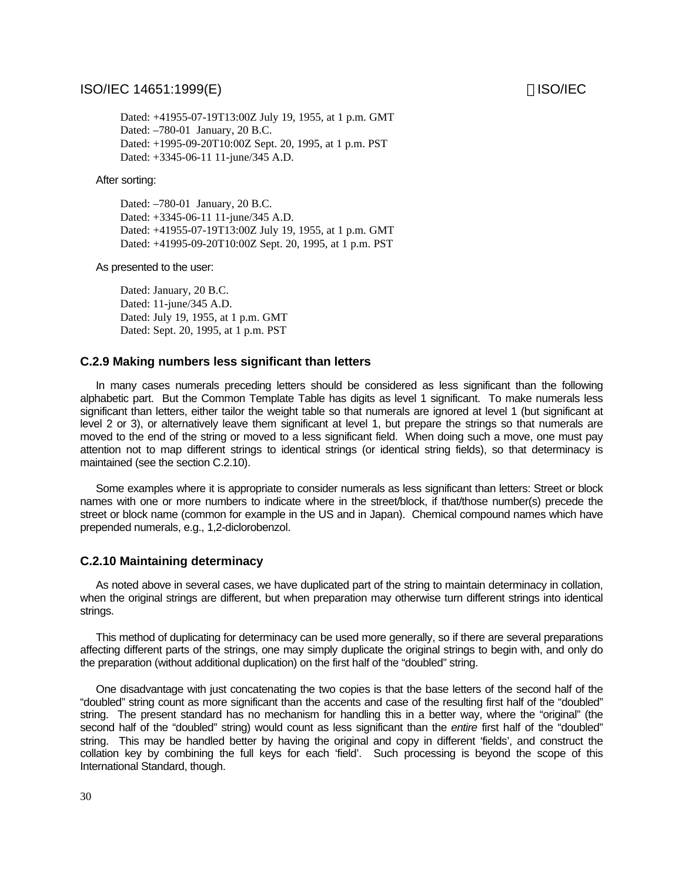Dated: +41955-07-19T13:00Z July 19, 1955, at 1 p.m. GMT
Dated: –780-01  January, 20 B.C.
Dated: +1995-09-20T10:00Z Sept. 20, 1995, at 1 p.m. PST
Dated: +3345-06-11 11-june/345 A.D.

After sorting:

Dated: –780-01  January, 20 B.C.
Dated: +3345-06-11 11-june/345 A.D.
Dated: +41955-07-19T13:00Z July 19, 1955, at 1 p.m. GMT
Dated: +41995-09-20T10:00Z Sept. 20, 1995, at 1 p.m. PST

As presented to the user:

Dated: January, 20 B.C.
Dated: 11-june/345 A.D.
Dated: July 19, 1955, at 1 p.m. GMT
Dated: Sept. 20, 1995, at 1 p.m. PST

### C.2.9 Making numbers less significant than letters

In many cases numerals preceding letters should be considered as less significant than the following alphabetic part. But the Common Template Table has digits as level 1 significant. To make numerals less significant than letters, either tailor the weight table so that numerals are ignored at level 1 (but significant at level 2 or 3), or alternatively leave them significant at level 1, but prepare the strings so that numerals are moved to the end of the string or moved to a less significant field. When doing such a move, one must pay attention not to map different strings to identical strings (or identical string fields), so that determinacy is maintained (see the section C.2.10).

Some examples where it is appropriate to consider numerals as less significant than letters: Street or block names with one or more numbers to indicate where in the street/block, if that/those number(s) precede the street or block name (common for example in the US and in Japan). Chemical compound names which have prepended numerals, e.g., 1,2-diclorobenzol.

### C.2.10 Maintaining determinacy

As noted above in several cases, we have duplicated part of the string to maintain determinacy in collation, when the original strings are different, but when preparation may otherwise turn different strings into identical strings.

This method of duplicating for determinacy can be used more generally, so if there are several preparations affecting different parts of the strings, one may simply duplicate the original strings to begin with, and only do the preparation (without additional duplication) on the first half of the "doubled" string.

One disadvantage with just concatenating the two copies is that the base letters of the second half of the "doubled" string count as more significant than the accents and case of the resulting first half of the "doubled" string. The present standard has no mechanism for handling this in a better way, where the "original" (the second half of the "doubled" string) would count as less significant than the *entire* first half of the "doubled" string. This may be handled better by having the original and copy in different 'fields', and construct the collation key by combining the full keys for each 'field'. Such processing is beyond the scope of this International Standard, though.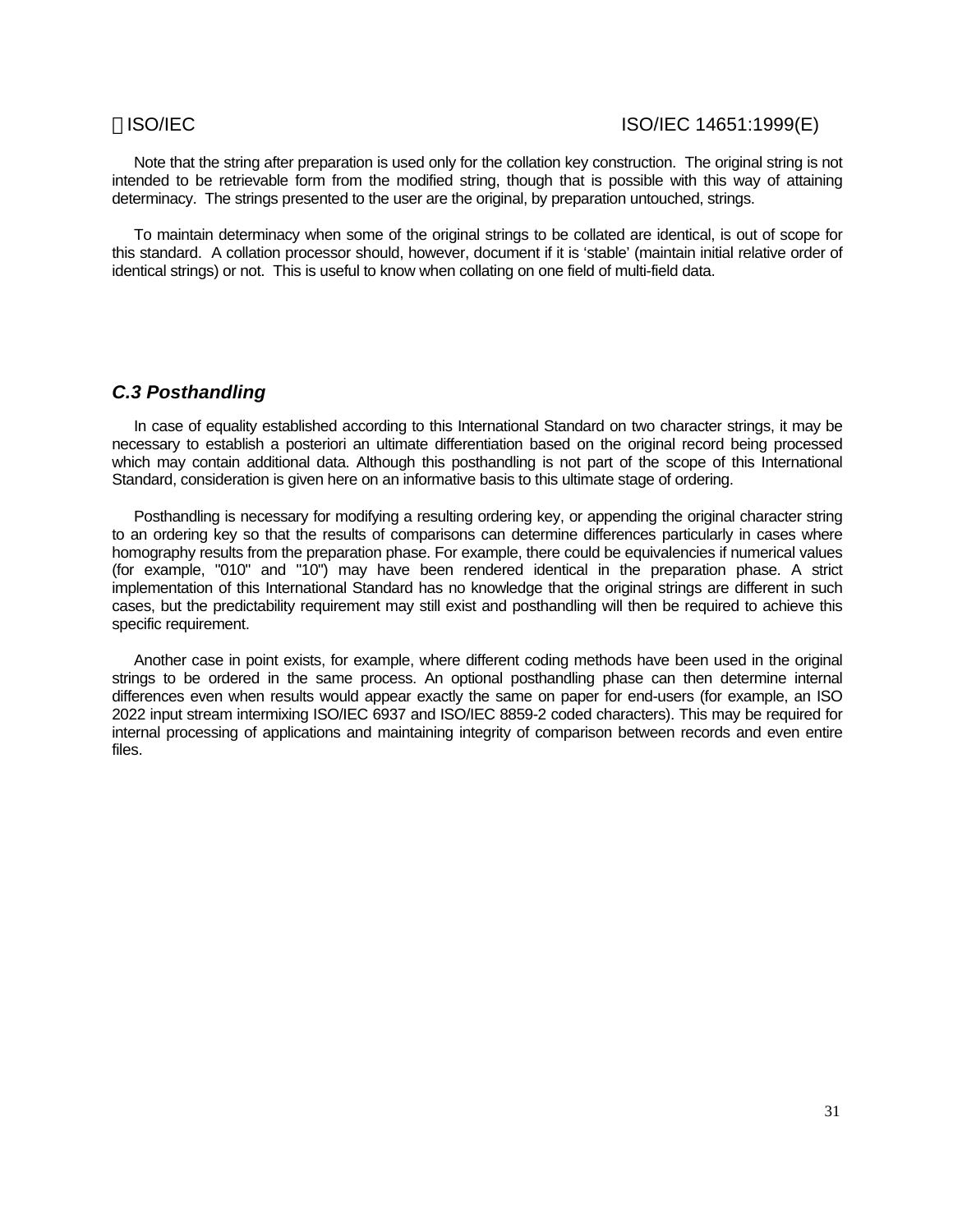Note that the string after preparation is used only for the collation key construction. The original string is not intended to be retrievable form from the modified string, though that is possible with this way of attaining determinacy. The strings presented to the user are the original, by preparation untouched, strings.

To maintain determinacy when some of the original strings to be collated are identical, is out of scope for this standard. A collation processor should, however, document if it is 'stable' (maintain initial relative order of identical strings) or not. This is useful to know when collating on one field of multi-field data.

### *C.3 Posthandling*

In case of equality established according to this International Standard on two character strings, it may be necessary to establish a posteriori an ultimate differentiation based on the original record being processed which may contain additional data. Although this posthandling is not part of the scope of this International Standard, consideration is given here on an informative basis to this ultimate stage of ordering.

Posthandling is necessary for modifying a resulting ordering key, or appending the original character string to an ordering key so that the results of comparisons can determine differences particularly in cases where homography results from the preparation phase. For example, there could be equivalencies if numerical values (for example, "010" and "10") may have been rendered identical in the preparation phase. A strict implementation of this International Standard has no knowledge that the original strings are different in such cases, but the predictability requirement may still exist and posthandling will then be required to achieve this specific requirement.

Another case in point exists, for example, where different coding methods have been used in the original strings to be ordered in the same process. An optional posthandling phase can then determine internal differences even when results would appear exactly the same on paper for end-users (for example, an ISO 2022 input stream intermixing ISO/IEC 6937 and ISO/IEC 8859-2 coded characters). This may be required for internal processing of applications and maintaining integrity of comparison between records and even entire files.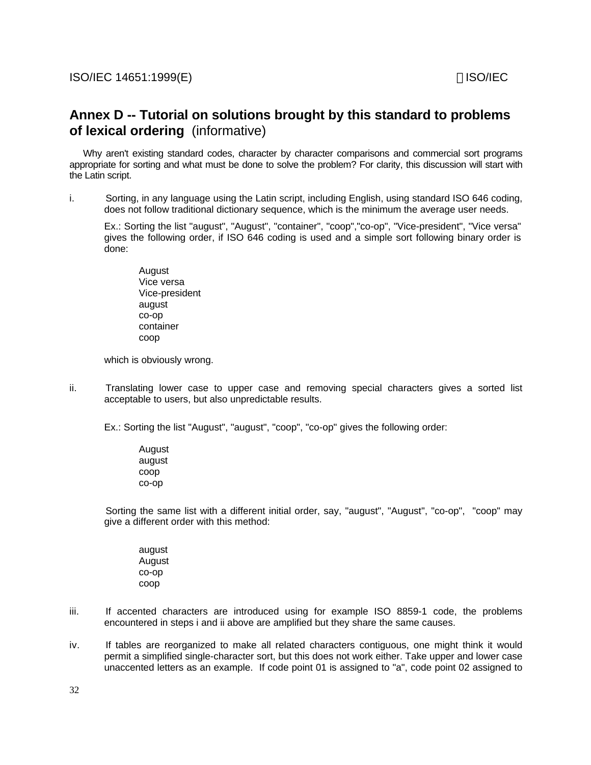## Annex D -- Tutorial on solutions brought by this standard to problems of lexical ordering (informative)

Why aren't existing standard codes, character by character comparisons and commercial sort programs appropriate for sorting and what must be done to solve the problem? For clarity, this discussion will start with the Latin script.

i. Sorting, in any language using the Latin script, including English, using standard ISO 646 coding, does not follow traditional dictionary sequence, which is the minimum the average user needs.

   Ex.: Sorting the list "august", "August", "container", "coop","co-op", "Vice-president", "Vice versa" gives the following order, if ISO 646 coding is used and a simple sort following binary order is done:

   ```
   August
   Vice versa
   Vice-president
   august
   co-op
   container
   coop
   ```

   which is obviously wrong.

ii. Translating lower case to upper case and removing special characters gives a sorted list acceptable to users, but also unpredictable results.

   Ex.: Sorting the list "August", "august", "coop", "co-op" gives the following order:

   ```
   August
   august
   coop
   co-op
   ```

   Sorting the same list with a different initial order, say, "august", "August", "co-op", "coop" may give a different order with this method:

   ```
   august
   August
   co-op
   coop
   ```

iii. If accented characters are introduced using for example ISO 8859-1 code, the problems encountered in steps i and ii above are amplified but they share the same causes.

iv. If tables are reorganized to make all related characters contiguous, one might think it would permit a simplified single-character sort, but this does not work either. Take upper and lower case unaccented letters as an example. If code point 01 is assigned to "a", code point 02 assigned to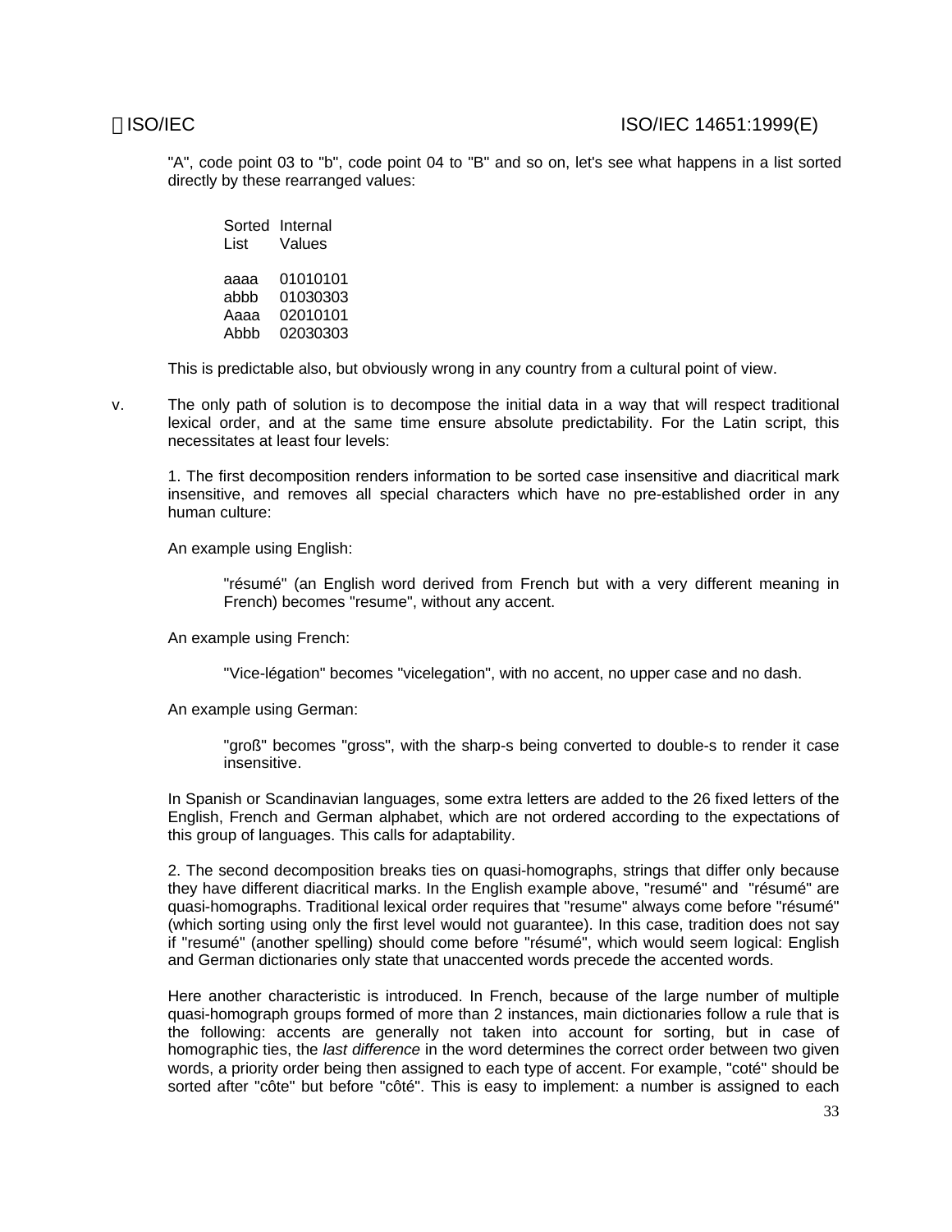"A", code point 03 to "b", code point 04 to "B" and so on, let's see what happens in a list sorted directly by these rearranged values:

| Sorted List | Internal Values |
|---|---|
| aaaa | 01010101 |
| abbb | 01030303 |
| Aaaa | 02010101 |
| Abbb | 02030303 |

This is predictable also, but obviously wrong in any country from a cultural point of view.

v. The only path of solution is to decompose the initial data in a way that will respect traditional lexical order, and at the same time ensure absolute predictability. For the Latin script, this necessitates at least four levels:

1. The first decomposition renders information to be sorted case insensitive and diacritical mark insensitive, and removes all special characters which have no pre-established order in any human culture:

An example using English:

> "résumé" (an English word derived from French but with a very different meaning in French) becomes "resume", without any accent.

An example using French:

> "Vice-légation" becomes "vicelegation", with no accent, no upper case and no dash.

An example using German:

> "groß" becomes "gross", with the sharp-s being converted to double-s to render it case insensitive.

In Spanish or Scandinavian languages, some extra letters are added to the 26 fixed letters of the English, French and German alphabet, which are not ordered according to the expectations of this group of languages. This calls for adaptability.

2. The second decomposition breaks ties on quasi-homographs, strings that differ only because they have different diacritical marks. In the English example above, "resumé" and "résumé" are quasi-homographs. Traditional lexical order requires that "resume" always come before "résumé" (which sorting using only the first level would not guarantee). In this case, tradition does not say if "resumé" (another spelling) should come before "résumé", which would seem logical: English and German dictionaries only state that unaccented words precede the accented words.

Here another characteristic is introduced. In French, because of the large number of multiple quasi-homograph groups formed of more than 2 instances, main dictionaries follow a rule that is the following: accents are generally not taken into account for sorting, but in case of homographic ties, the *last difference* in the word determines the correct order between two given words, a priority order being then assigned to each type of accent. For example, "coté" should be sorted after "côte" but before "côté". This is easy to implement: a number is assigned to each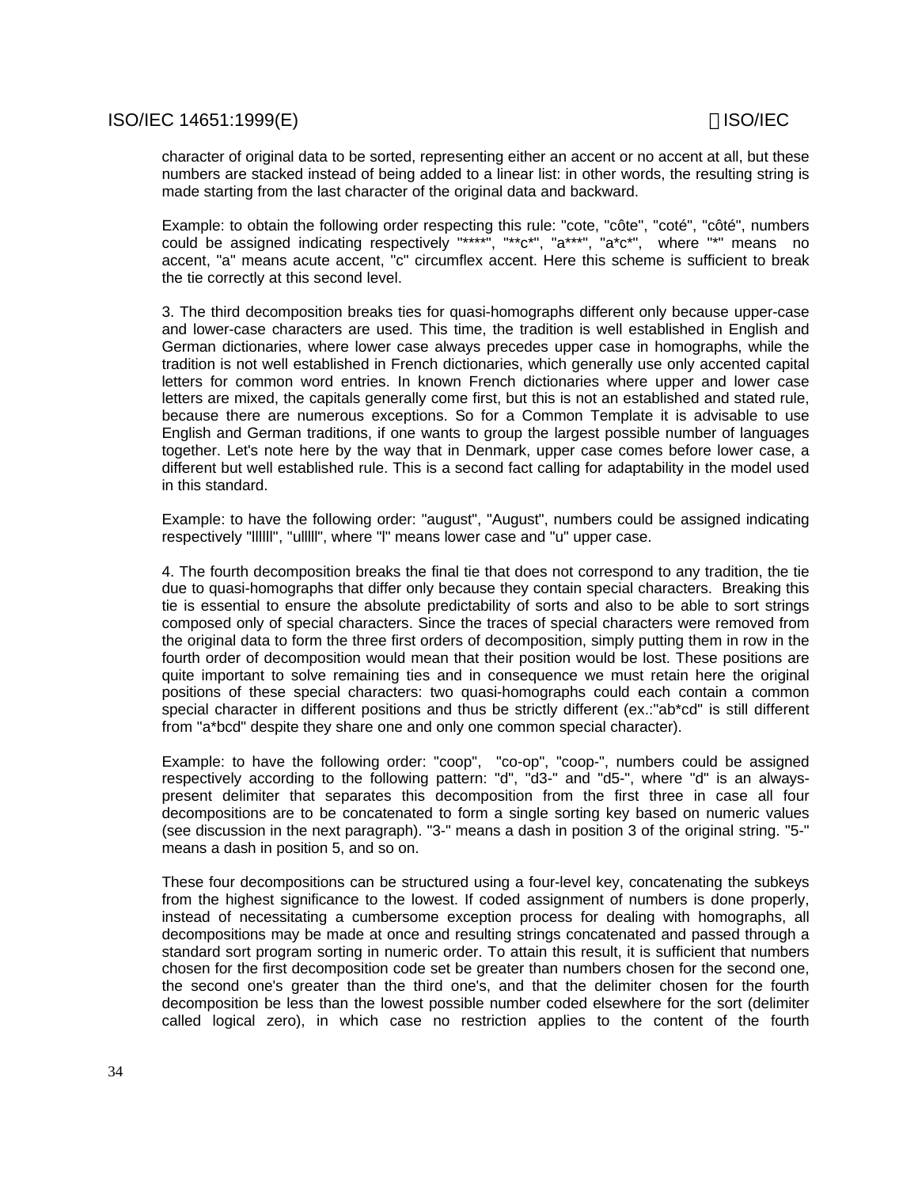character of original data to be sorted, representing either an accent or no accent at all, but these numbers are stacked instead of being added to a linear list: in other words, the resulting string is made starting from the last character of the original data and backward.

Example: to obtain the following order respecting this rule: "cote, "côte", "coté", "côté", numbers could be assigned indicating respectively "****", "**c*", "a***", "a*c*", where "*" means no accent, "a" means acute accent, "c" circumflex accent. Here this scheme is sufficient to break the tie correctly at this second level.

3. The third decomposition breaks ties for quasi-homographs different only because upper-case and lower-case characters are used. This time, the tradition is well established in English and German dictionaries, where lower case always precedes upper case in homographs, while the tradition is not well established in French dictionaries, which generally use only accented capital letters for common word entries. In known French dictionaries where upper and lower case letters are mixed, the capitals generally come first, but this is not an established and stated rule, because there are numerous exceptions. So for a Common Template it is advisable to use English and German traditions, if one wants to group the largest possible number of languages together. Let's note here by the way that in Denmark, upper case comes before lower case, a different but well established rule. This is a second fact calling for adaptability in the model used in this standard.

Example: to have the following order: "august", "August", numbers could be assigned indicating respectively "llllll", "ulllll", where "l" means lower case and "u" upper case.

4. The fourth decomposition breaks the final tie that does not correspond to any tradition, the tie due to quasi-homographs that differ only because they contain special characters. Breaking this tie is essential to ensure the absolute predictability of sorts and also to be able to sort strings composed only of special characters. Since the traces of special characters were removed from the original data to form the three first orders of decomposition, simply putting them in row in the fourth order of decomposition would mean that their position would be lost. These positions are quite important to solve remaining ties and in consequence we must retain here the original positions of these special characters: two quasi-homographs could each contain a common special character in different positions and thus be strictly different (ex.:"ab*cd" is still different from "a*bcd" despite they share one and only one common special character).

Example: to have the following order: "coop", "co-op", "coop-", numbers could be assigned respectively according to the following pattern: "d", "d3-" and "d5-", where "d" is an always-present delimiter that separates this decomposition from the first three in case all four decompositions are to be concatenated to form a single sorting key based on numeric values (see discussion in the next paragraph). "3-" means a dash in position 3 of the original string. "5-" means a dash in position 5, and so on.

These four decompositions can be structured using a four-level key, concatenating the subkeys from the highest significance to the lowest. If coded assignment of numbers is done properly, instead of necessitating a cumbersome exception process for dealing with homographs, all decompositions may be made at once and resulting strings concatenated and passed through a standard sort program sorting in numeric order. To attain this result, it is sufficient that numbers chosen for the first decomposition code set be greater than numbers chosen for the second one, the second one's greater than the third one's, and that the delimiter chosen for the fourth decomposition be less than the lowest possible number coded elsewhere for the sort (delimiter called logical zero), in which case no restriction applies to the content of the fourth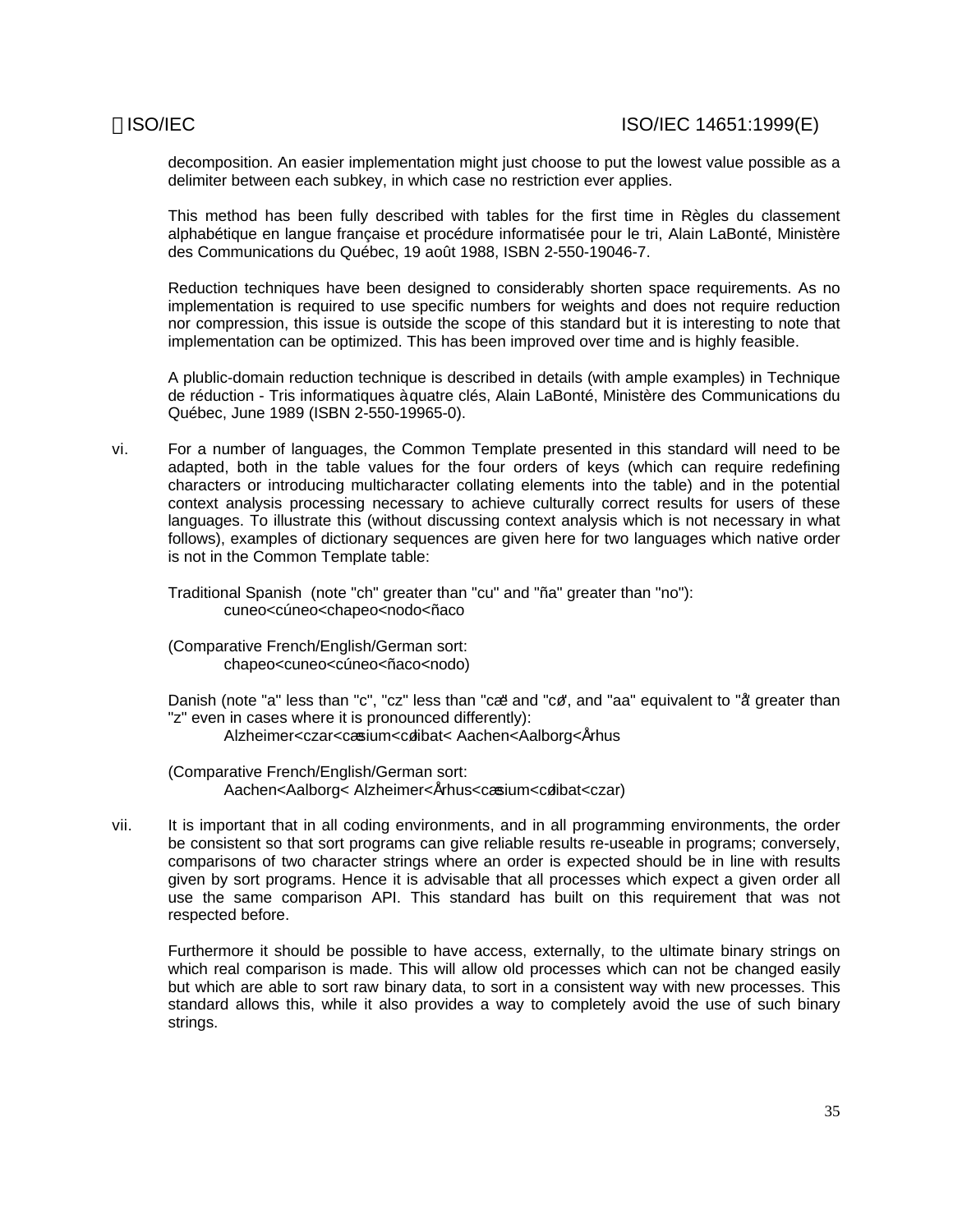decomposition. An easier implementation might just choose to put the lowest value possible as a delimiter between each subkey, in which case no restriction ever applies.

This method has been fully described with tables for the first time in Règles du classement alphabétique en langue française et procédure informatisée pour le tri, Alain LaBonté, Ministère des Communications du Québec, 19 août 1988, ISBN 2-550-19046-7.

Reduction techniques have been designed to considerably shorten space requirements. As no implementation is required to use specific numbers for weights and does not require reduction nor compression, this issue is outside the scope of this standard but it is interesting to note that implementation can be optimized. This has been improved over time and is highly feasible.

A plublic-domain reduction technique is described in details (with ample examples) in Technique de réduction - Tris informatiques à quatre clés, Alain LaBonté, Ministère des Communications du Québec, June 1989 (ISBN 2-550-19965-0).

vi. For a number of languages, the Common Template presented in this standard will need to be adapted, both in the table values for the four orders of keys (which can require redefining characters or introducing multicharacter collating elements into the table) and in the potential context analysis processing necessary to achieve culturally correct results for users of these languages. To illustrate this (without discussing context analysis which is not necessary in what follows), examples of dictionary sequences are given here for two languages which native order is not in the Common Template table:

Traditional Spanish (note "ch" greater than "cu" and "ña" greater than "no"):

cuneo<cúneo<chapeo<nodo<ñaco

(Comparative French/English/German sort:

chapeo<cuneo<cúneo<ñaco<nodo)

Danish (note "a" less than "c", "cz" less than "cæ" and "cø", and "aa" equivalent to "å" greater than "z" even in cases where it is pronounced differently):

Alzheimer<czar<cæsium<cølibat< Aachen<Aalborg<Århus

(Comparative French/English/German sort:

Aachen<Aalborg< Alzheimer<Århus<cæsium<cølibat<czar)

vii. It is important that in all coding environments, and in all programming environments, the order be consistent so that sort programs can give reliable results re-useable in programs; conversely, comparisons of two character strings where an order is expected should be in line with results given by sort programs. Hence it is advisable that all processes which expect a given order all use the same comparison API. This standard has built on this requirement that was not respected before.

Furthermore it should be possible to have access, externally, to the ultimate binary strings on which real comparison is made. This will allow old processes which can not be changed easily but which are able to sort raw binary data, to sort in a consistent way with new processes. This standard allows this, while it also provides a way to completely avoid the use of such binary strings.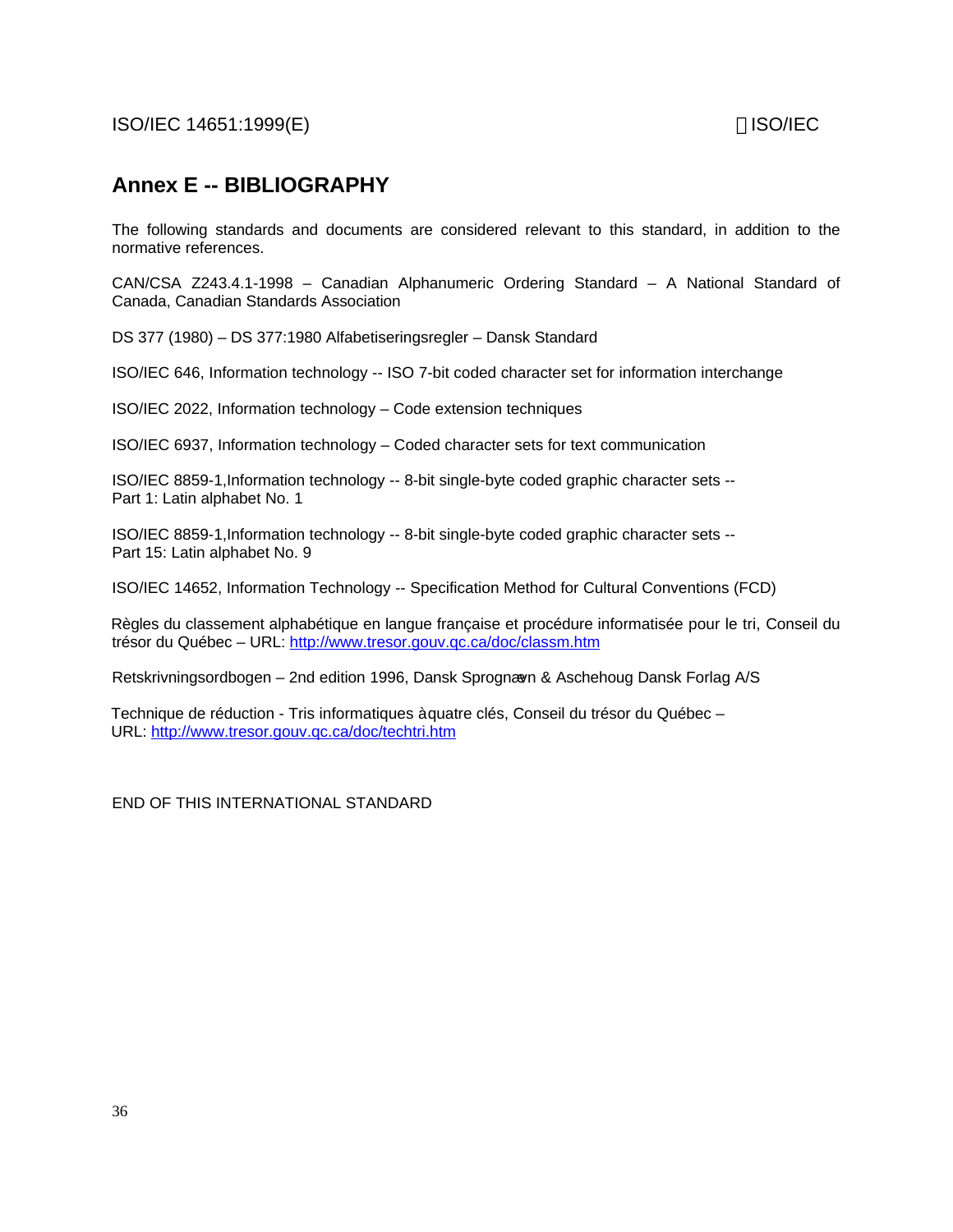## Annex E -- BIBLIOGRAPHY

The following standards and documents are considered relevant to this standard, in addition to the normative references.

CAN/CSA Z243.4.1-1998 – Canadian Alphanumeric Ordering Standard – A National Standard of Canada, Canadian Standards Association

DS 377 (1980) – DS 377:1980 Alfabetiseringsregler – Dansk Standard

ISO/IEC 646, Information technology -- ISO 7-bit coded character set for information interchange

ISO/IEC 2022, Information technology – Code extension techniques

ISO/IEC 6937, Information technology – Coded character sets for text communication

ISO/IEC 8859-1,Information technology -- 8-bit single-byte coded graphic character sets -- Part 1: Latin alphabet No. 1

ISO/IEC 8859-1,Information technology -- 8-bit single-byte coded graphic character sets -- Part 15: Latin alphabet No. 9

ISO/IEC 14652, Information Technology -- Specification Method for Cultural Conventions (FCD)

Règles du classement alphabétique en langue française et procédure informatisée pour le tri, Conseil du trésor du Québec – URL: http://www.tresor.gouv.qc.ca/doc/classm.htm

Retskrivningsordbogen – 2nd edition 1996, Dansk Sprognævn & Aschehoug Dansk Forlag A/S

Technique de réduction - Tris informatiques à quatre clés, Conseil du trésor du Québec – URL: http://www.tresor.gouv.qc.ca/doc/techtri.htm

END OF THIS INTERNATIONAL STANDARD